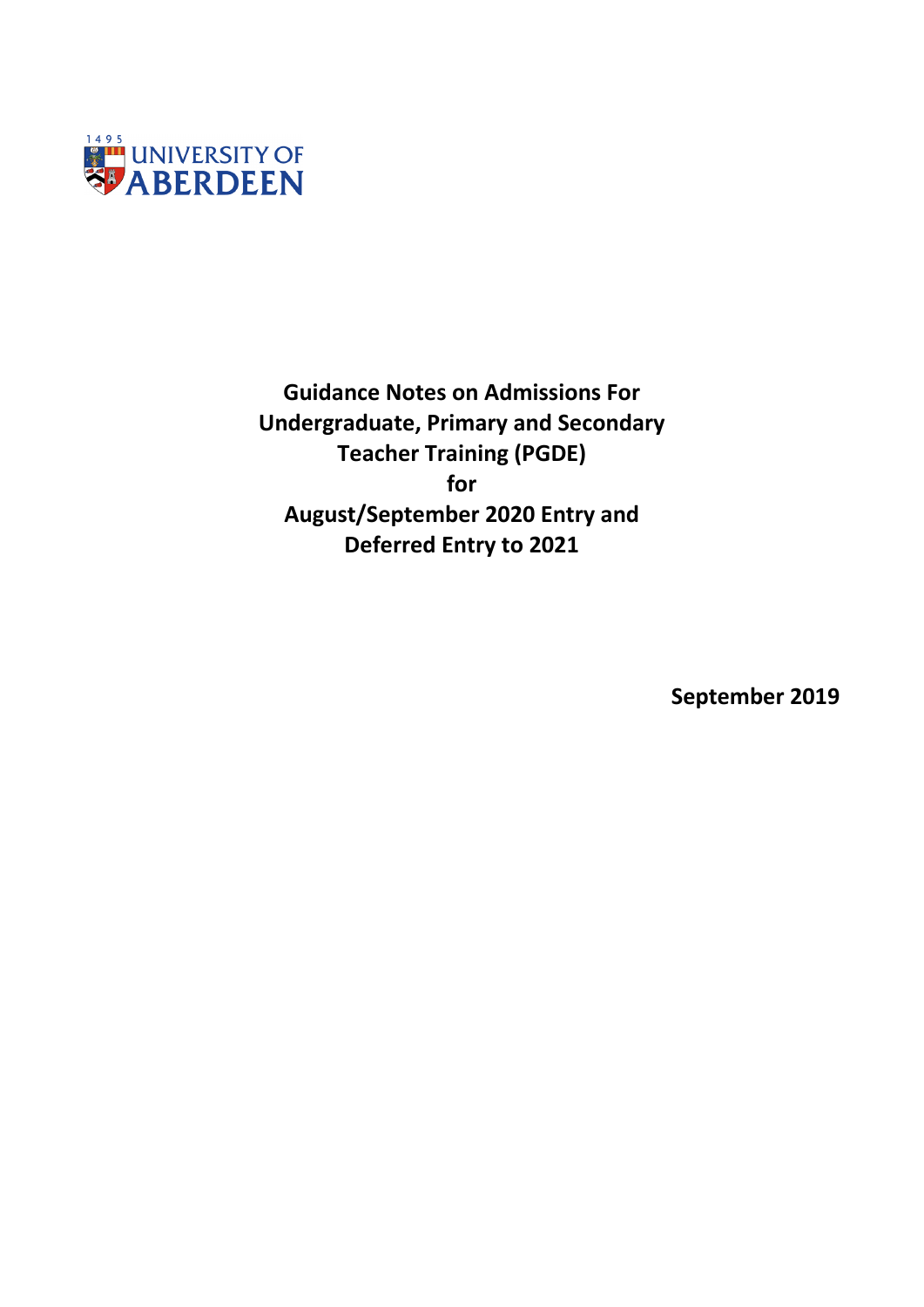1495 UNIVERSITY OF ABERDEEN

# Guidance Notes on Admissions For Undergraduate, Primary and Secondary Teacher Training (PGDE) for August/September 2020 Entry and Deferred Entry to 2021

**September 2019**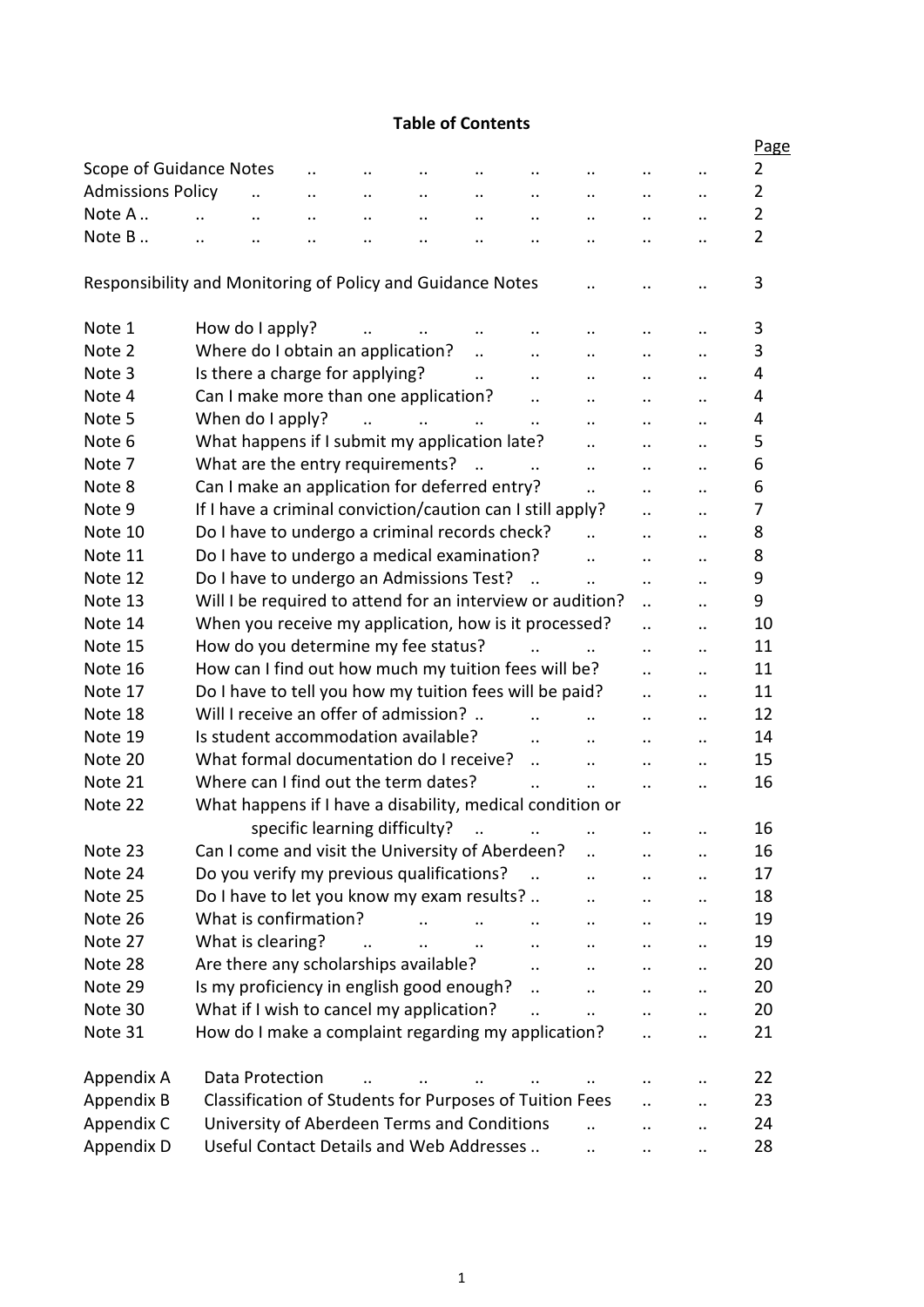# Table of Contents

| | | Page |
|---|---|---|
| Scope of Guidance Notes | | 2 |
| Admissions Policy | | 2 |
| Note A | | 2 |
| Note B | | 2 |
| Responsibility and Monitoring of Policy and Guidance Notes | | 3 |
| Note 1 | How do I apply? | 3 |
| Note 2 | Where do I obtain an application? | 3 |
| Note 3 | Is there a charge for applying? | 4 |
| Note 4 | Can I make more than one application? | 4 |
| Note 5 | When do I apply? | 4 |
| Note 6 | What happens if I submit my application late? | 5 |
| Note 7 | What are the entry requirements? | 6 |
| Note 8 | Can I make an application for deferred entry? | 6 |
| Note 9 | If I have a criminal conviction/caution can I still apply? | 7 |
| Note 10 | Do I have to undergo a criminal records check? | 8 |
| Note 11 | Do I have to undergo a medical examination? | 8 |
| Note 12 | Do I have to undergo an Admissions Test? | 9 |
| Note 13 | Will I be required to attend for an interview or audition? | 9 |
| Note 14 | When you receive my application, how is it processed? | 10 |
| Note 15 | How do you determine my fee status? | 11 |
| Note 16 | How can I find out how much my tuition fees will be? | 11 |
| Note 17 | Do I have to tell you how my tuition fees will be paid? | 11 |
| Note 18 | Will I receive an offer of admission? | 12 |
| Note 19 | Is student accommodation available? | 14 |
| Note 20 | What formal documentation do I receive? | 15 |
| Note 21 | Where can I find out the term dates? | 16 |
| Note 22 | What happens if I have a disability, medical condition or specific learning difficulty? | 16 |
| Note 23 | Can I come and visit the University of Aberdeen? | 16 |
| Note 24 | Do you verify my previous qualifications? | 17 |
| Note 25 | Do I have to let you know my exam results? | 18 |
| Note 26 | What is confirmation? | 19 |
| Note 27 | What is clearing? | 19 |
| Note 28 | Are there any scholarships available? | 20 |
| Note 29 | Is my proficiency in english good enough? | 20 |
| Note 30 | What if I wish to cancel my application? | 20 |
| Note 31 | How do I make a complaint regarding my application? | 21 |
| Appendix A | Data Protection | 22 |
| Appendix B | Classification of Students for Purposes of Tuition Fees | 23 |
| Appendix C | University of Aberdeen Terms and Conditions | 24 |
| Appendix D | Useful Contact Details and Web Addresses | 28 |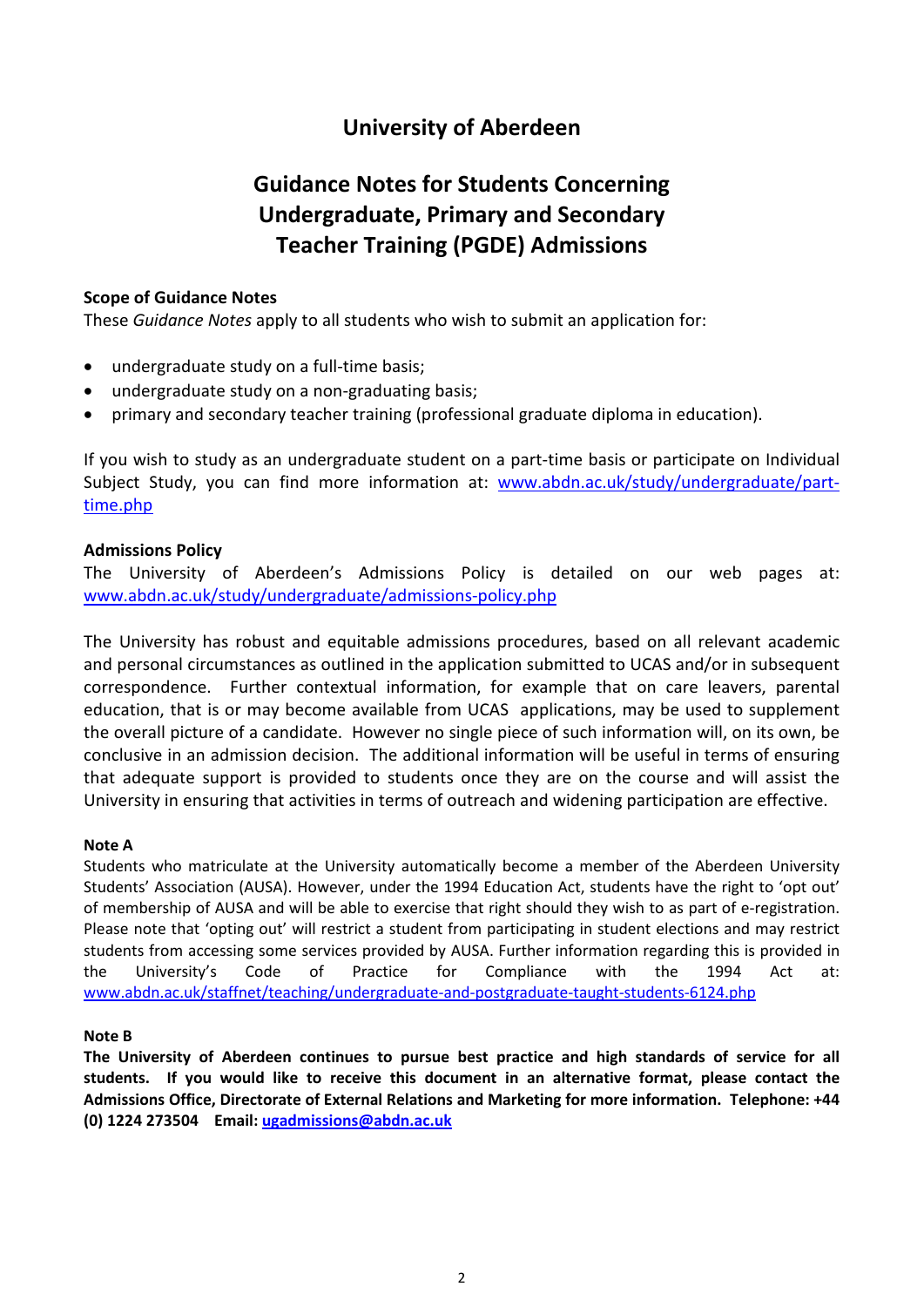# University of Aberdeen

## Guidance Notes for Students Concerning Undergraduate, Primary and Secondary Teacher Training (PGDE) Admissions

### Scope of Guidance Notes

These *Guidance Notes* apply to all students who wish to submit an application for:

- undergraduate study on a full-time basis;
- undergraduate study on a non-graduating basis;
- primary and secondary teacher training (professional graduate diploma in education).

If you wish to study as an undergraduate student on a part-time basis or participate on Individual Subject Study, you can find more information at: [www.abdn.ac.uk/study/undergraduate/part-time.php](www.abdn.ac.uk/study/undergraduate/part-time.php)

### Admissions Policy

The University of Aberdeen's Admissions Policy is detailed on our web pages at: [www.abdn.ac.uk/study/undergraduate/admissions-policy.php](www.abdn.ac.uk/study/undergraduate/admissions-policy.php)

The University has robust and equitable admissions procedures, based on all relevant academic and personal circumstances as outlined in the application submitted to UCAS and/or in subsequent correspondence. Further contextual information, for example that on care leavers, parental education, that is or may become available from UCAS applications, may be used to supplement the overall picture of a candidate. However no single piece of such information will, on its own, be conclusive in an admission decision. The additional information will be useful in terms of ensuring that adequate support is provided to students once they are on the course and will assist the University in ensuring that activities in terms of outreach and widening participation are effective.

**Note A**

Students who matriculate at the University automatically become a member of the Aberdeen University Students' Association (AUSA). However, under the 1994 Education Act, students have the right to 'opt out' of membership of AUSA and will be able to exercise that right should they wish to as part of e-registration. Please note that 'opting out' will restrict a student from participating in student elections and may restrict students from accessing some services provided by AUSA. Further information regarding this is provided in the University's Code of Practice for Compliance with the 1994 Act at: [www.abdn.ac.uk/staffnet/teaching/undergraduate-and-postgraduate-taught-students-6124.php](www.abdn.ac.uk/staffnet/teaching/undergraduate-and-postgraduate-taught-students-6124.php)

**Note B**

**The University of Aberdeen continues to pursue best practice and high standards of service for all students. If you would like to receive this document in an alternative format, please contact the Admissions Office, Directorate of External Relations and Marketing for more information. Telephone: +44 (0) 1224 273504 Email: [ugadmissions@abdn.ac.uk](mailto:ugadmissions@abdn.ac.uk)**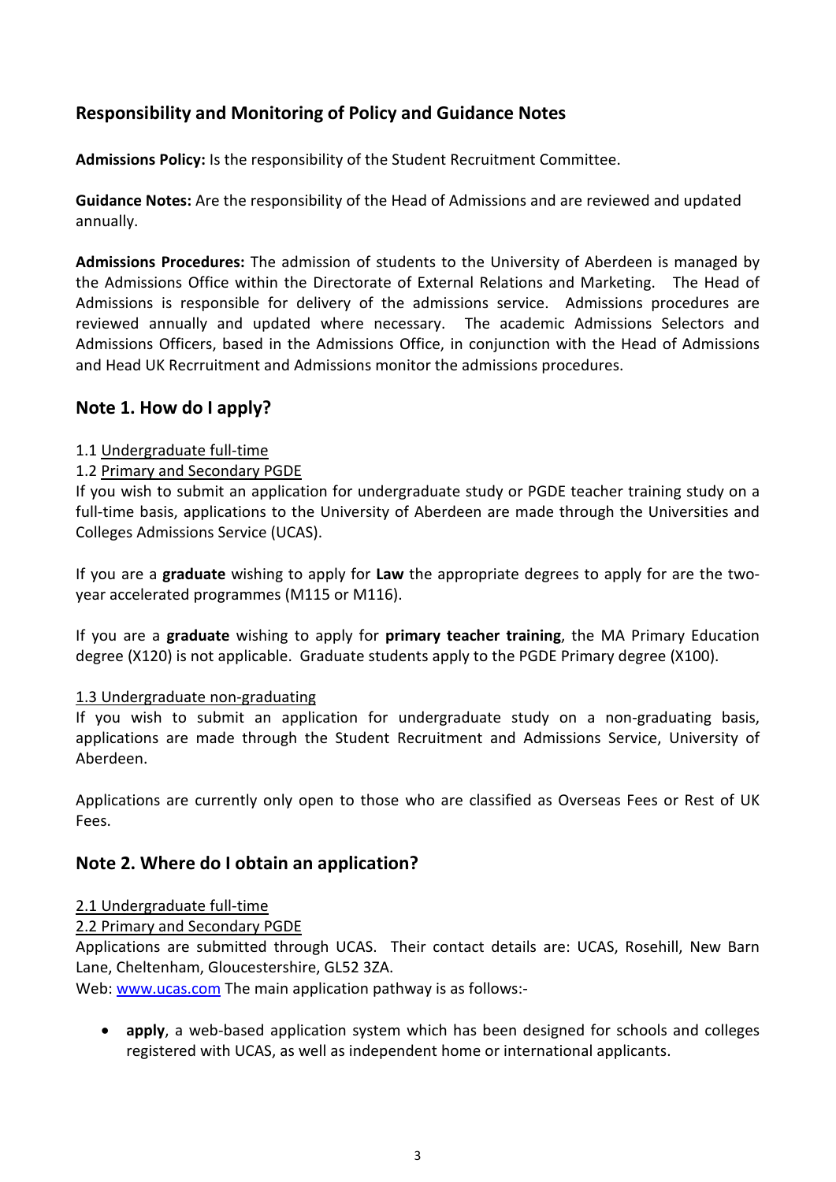## Responsibility and Monitoring of Policy and Guidance Notes

**Admissions Policy:** Is the responsibility of the Student Recruitment Committee.

**Guidance Notes:** Are the responsibility of the Head of Admissions and are reviewed and updated annually.

**Admissions Procedures:** The admission of students to the University of Aberdeen is managed by the Admissions Office within the Directorate of External Relations and Marketing. The Head of Admissions is responsible for delivery of the admissions service. Admissions procedures are reviewed annually and updated where necessary. The academic Admissions Selectors and Admissions Officers, based in the Admissions Office, in conjunction with the Head of Admissions and Head UK Recrruitment and Admissions monitor the admissions procedures.

## Note 1. How do I apply?

1.1 Undergraduate full-time

1.2 Primary and Secondary PGDE

If you wish to submit an application for undergraduate study or PGDE teacher training study on a full-time basis, applications to the University of Aberdeen are made through the Universities and Colleges Admissions Service (UCAS).

If you are a **graduate** wishing to apply for **Law** the appropriate degrees to apply for are the two-year accelerated programmes (M115 or M116).

If you are a **graduate** wishing to apply for **primary teacher training**, the MA Primary Education degree (X120) is not applicable. Graduate students apply to the PGDE Primary degree (X100).

1.3 Undergraduate non-graduating

If you wish to submit an application for undergraduate study on a non-graduating basis, applications are made through the Student Recruitment and Admissions Service, University of Aberdeen.

Applications are currently only open to those who are classified as Overseas Fees or Rest of UK Fees.

## Note 2. Where do I obtain an application?

2.1 Undergraduate full-time

2.2 Primary and Secondary PGDE

Applications are submitted through UCAS. Their contact details are: UCAS, Rosehill, New Barn Lane, Cheltenham, Gloucestershire, GL52 3ZA.

Web: www.ucas.com The main application pathway is as follows:-

- **apply**, a web-based application system which has been designed for schools and colleges registered with UCAS, as well as independent home or international applicants.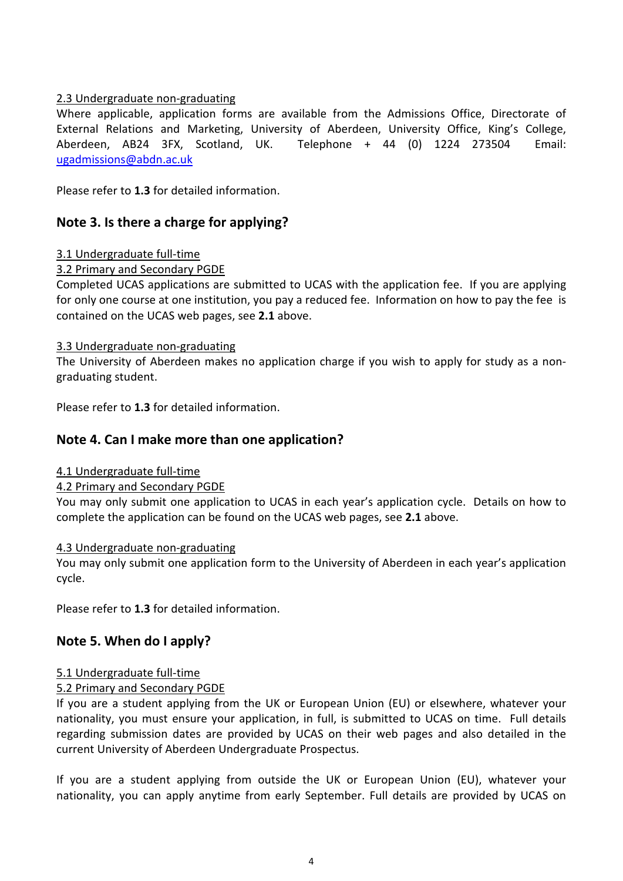2.3 Undergraduate non-graduating

Where applicable, application forms are available from the Admissions Office, Directorate of External Relations and Marketing, University of Aberdeen, University Office, King's College, Aberdeen, AB24 3FX, Scotland, UK. Telephone + 44 (0) 1224 273504 Email: ugadmissions@abdn.ac.uk

Please refer to **1.3** for detailed information.

## Note 3. Is there a charge for applying?

3.1 Undergraduate full-time

3.2 Primary and Secondary PGDE

Completed UCAS applications are submitted to UCAS with the application fee. If you are applying for only one course at one institution, you pay a reduced fee. Information on how to pay the fee is contained on the UCAS web pages, see **2.1** above.

3.3 Undergraduate non-graduating

The University of Aberdeen makes no application charge if you wish to apply for study as a non-graduating student.

Please refer to **1.3** for detailed information.

## Note 4. Can I make more than one application?

4.1 Undergraduate full-time

4.2 Primary and Secondary PGDE

You may only submit one application to UCAS in each year's application cycle. Details on how to complete the application can be found on the UCAS web pages, see **2.1** above.

4.3 Undergraduate non-graduating

You may only submit one application form to the University of Aberdeen in each year's application cycle.

Please refer to **1.3** for detailed information.

## Note 5. When do I apply?

5.1 Undergraduate full-time

5.2 Primary and Secondary PGDE

If you are a student applying from the UK or European Union (EU) or elsewhere, whatever your nationality, you must ensure your application, in full, is submitted to UCAS on time. Full details regarding submission dates are provided by UCAS on their web pages and also detailed in the current University of Aberdeen Undergraduate Prospectus.

If you are a student applying from outside the UK or European Union (EU), whatever your nationality, you can apply anytime from early September. Full details are provided by UCAS on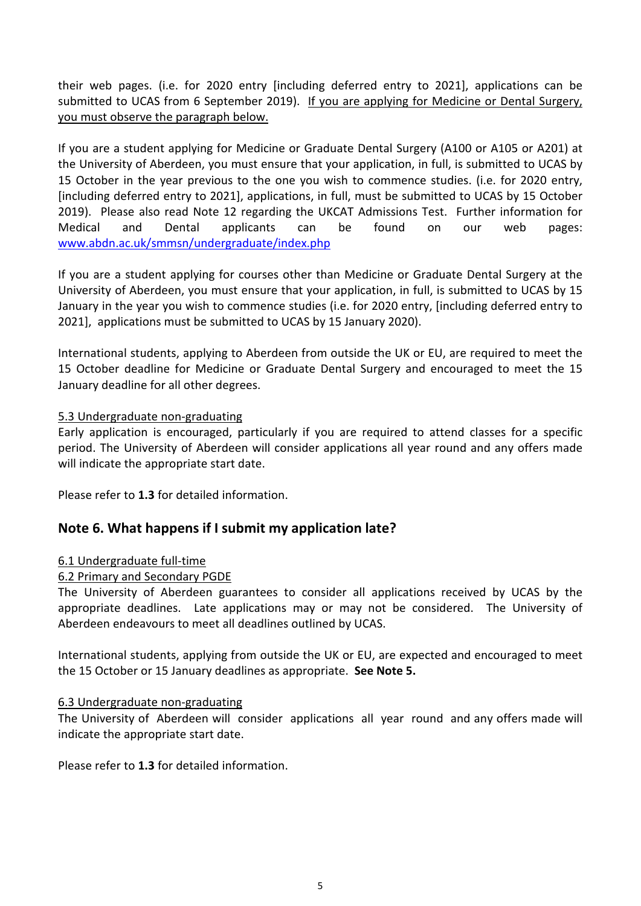their web pages. (i.e. for 2020 entry [including deferred entry to 2021], applications can be submitted to UCAS from 6 September 2019). If you are applying for Medicine or Dental Surgery, you must observe the paragraph below.

If you are a student applying for Medicine or Graduate Dental Surgery (A100 or A105 or A201) at the University of Aberdeen, you must ensure that your application, in full, is submitted to UCAS by 15 October in the year previous to the one you wish to commence studies. (i.e. for 2020 entry, [including deferred entry to 2021], applications, in full, must be submitted to UCAS by 15 October 2019). Please also read Note 12 regarding the UKCAT Admissions Test. Further information for Medical and Dental applicants can be found on our web pages: www.abdn.ac.uk/smmsn/undergraduate/index.php

If you are a student applying for courses other than Medicine or Graduate Dental Surgery at the University of Aberdeen, you must ensure that your application, in full, is submitted to UCAS by 15 January in the year you wish to commence studies (i.e. for 2020 entry, [including deferred entry to 2021], applications must be submitted to UCAS by 15 January 2020).

International students, applying to Aberdeen from outside the UK or EU, are required to meet the 15 October deadline for Medicine or Graduate Dental Surgery and encouraged to meet the 15 January deadline for all other degrees.

5.3 Undergraduate non-graduating

Early application is encouraged, particularly if you are required to attend classes for a specific period. The University of Aberdeen will consider applications all year round and any offers made will indicate the appropriate start date.

Please refer to **1.3** for detailed information.

## Note 6. What happens if I submit my application late?

6.1 Undergraduate full-time

6.2 Primary and Secondary PGDE

The University of Aberdeen guarantees to consider all applications received by UCAS by the appropriate deadlines. Late applications may or may not be considered. The University of Aberdeen endeavours to meet all deadlines outlined by UCAS.

International students, applying from outside the UK or EU, are expected and encouraged to meet the 15 October or 15 January deadlines as appropriate. **See Note 5.**

6.3 Undergraduate non-graduating

The University of Aberdeen will consider applications all year round and any offers made will indicate the appropriate start date.

Please refer to **1.3** for detailed information.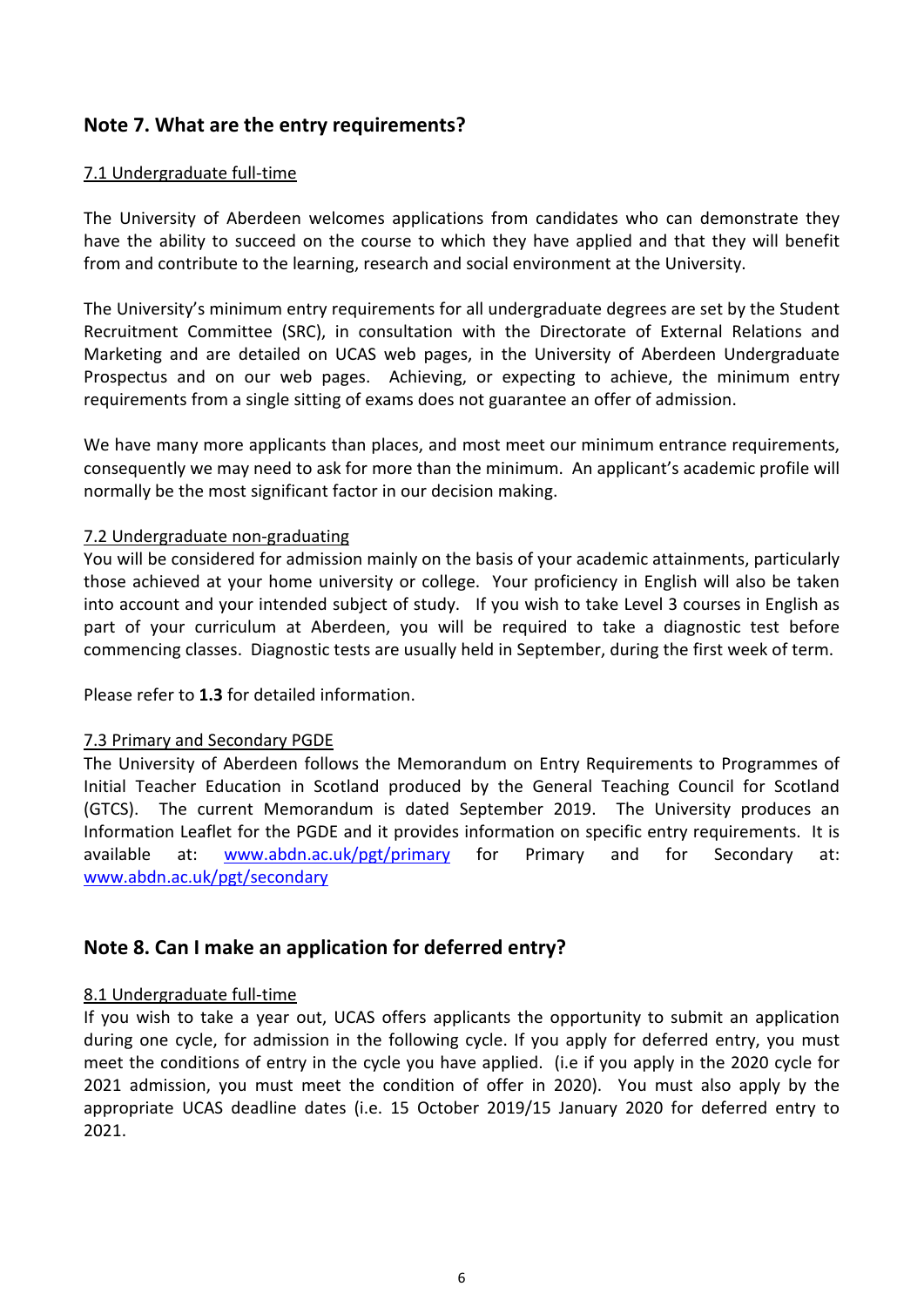## Note 7. What are the entry requirements?

### 7.1 Undergraduate full-time

The University of Aberdeen welcomes applications from candidates who can demonstrate they have the ability to succeed on the course to which they have applied and that they will benefit from and contribute to the learning, research and social environment at the University.

The University's minimum entry requirements for all undergraduate degrees are set by the Student Recruitment Committee (SRC), in consultation with the Directorate of External Relations and Marketing and are detailed on UCAS web pages, in the University of Aberdeen Undergraduate Prospectus and on our web pages. Achieving, or expecting to achieve, the minimum entry requirements from a single sitting of exams does not guarantee an offer of admission.

We have many more applicants than places, and most meet our minimum entrance requirements, consequently we may need to ask for more than the minimum. An applicant's academic profile will normally be the most significant factor in our decision making.

### 7.2 Undergraduate non-graduating

You will be considered for admission mainly on the basis of your academic attainments, particularly those achieved at your home university or college. Your proficiency in English will also be taken into account and your intended subject of study. If you wish to take Level 3 courses in English as part of your curriculum at Aberdeen, you will be required to take a diagnostic test before commencing classes. Diagnostic tests are usually held in September, during the first week of term.

Please refer to **1.3** for detailed information.

### 7.3 Primary and Secondary PGDE

The University of Aberdeen follows the Memorandum on Entry Requirements to Programmes of Initial Teacher Education in Scotland produced by the General Teaching Council for Scotland (GTCS). The current Memorandum is dated September 2019. The University produces an Information Leaflet for the PGDE and it provides information on specific entry requirements. It is available at: [www.abdn.ac.uk/pgt/primary](www.abdn.ac.uk/pgt/primary) for Primary and for Secondary at: [www.abdn.ac.uk/pgt/secondary](www.abdn.ac.uk/pgt/secondary)

## Note 8. Can I make an application for deferred entry?

### 8.1 Undergraduate full-time

If you wish to take a year out, UCAS offers applicants the opportunity to submit an application during one cycle, for admission in the following cycle. If you apply for deferred entry, you must meet the conditions of entry in the cycle you have applied. (i.e if you apply in the 2020 cycle for 2021 admission, you must meet the condition of offer in 2020). You must also apply by the appropriate UCAS deadline dates (i.e. 15 October 2019/15 January 2020 for deferred entry to 2021.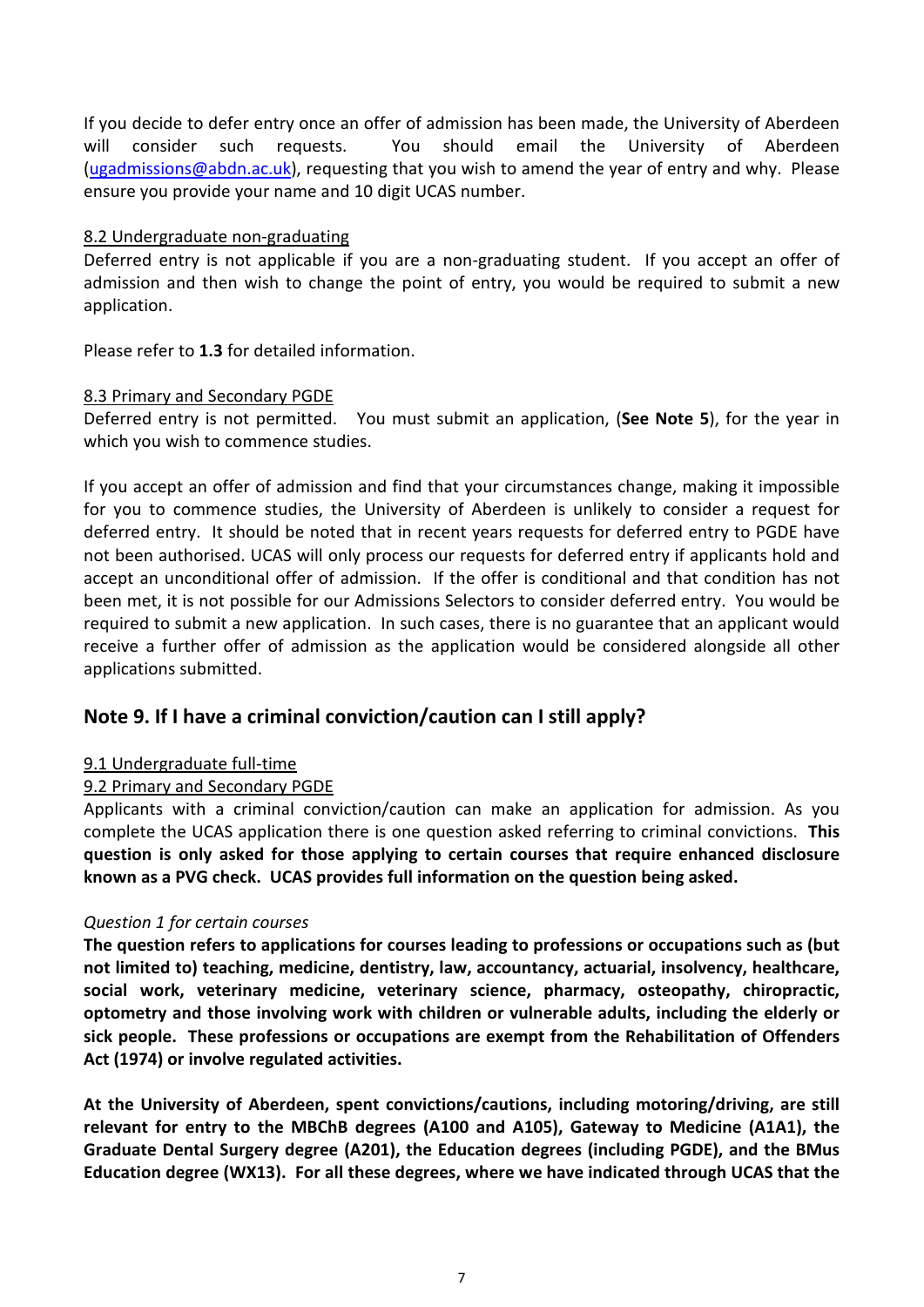If you decide to defer entry once an offer of admission has been made, the University of Aberdeen will consider such requests. You should email the University of Aberdeen ([ugadmissions@abdn.ac.uk](mailto:ugadmissions@abdn.ac.uk)), requesting that you wish to amend the year of entry and why. Please ensure you provide your name and 10 digit UCAS number.

<u>8.2 Undergraduate non-graduating</u>

Deferred entry is not applicable if you are a non-graduating student. If you accept an offer of admission and then wish to change the point of entry, you would be required to submit a new application.

Please refer to **1.3** for detailed information.

<u>8.3 Primary and Secondary PGDE</u>

Deferred entry is not permitted. You must submit an application, (**See Note 5**), for the year in which you wish to commence studies.

If you accept an offer of admission and find that your circumstances change, making it impossible for you to commence studies, the University of Aberdeen is unlikely to consider a request for deferred entry. It should be noted that in recent years requests for deferred entry to PGDE have not been authorised. UCAS will only process our requests for deferred entry if applicants hold and accept an unconditional offer of admission. If the offer is conditional and that condition has not been met, it is not possible for our Admissions Selectors to consider deferred entry. You would be required to submit a new application. In such cases, there is no guarantee that an applicant would receive a further offer of admission as the application would be considered alongside all other applications submitted.

## Note 9. If I have a criminal conviction/caution can I still apply?

<u>9.1 Undergraduate full-time</u>

<u>9.2 Primary and Secondary PGDE</u>

Applicants with a criminal conviction/caution can make an application for admission. As you complete the UCAS application there is one question asked referring to criminal convictions. **This question is only asked for those applying to certain courses that require enhanced disclosure known as a PVG check. UCAS provides full information on the question being asked.**

*Question 1 for certain courses*

**The question refers to applications for courses leading to professions or occupations such as (but not limited to) teaching, medicine, dentistry, law, accountancy, actuarial, insolvency, healthcare, social work, veterinary medicine, veterinary science, pharmacy, osteopathy, chiropractic, optometry and those involving work with children or vulnerable adults, including the elderly or sick people. These professions or occupations are exempt from the Rehabilitation of Offenders Act (1974) or involve regulated activities.**

**At the University of Aberdeen, spent convictions/cautions, including motoring/driving, are still relevant for entry to the MBChB degrees (A100 and A105), Gateway to Medicine (A1A1), the Graduate Dental Surgery degree (A201), the Education degrees (including PGDE), and the BMus Education degree (WX13). For all these degrees, where we have indicated through UCAS that the**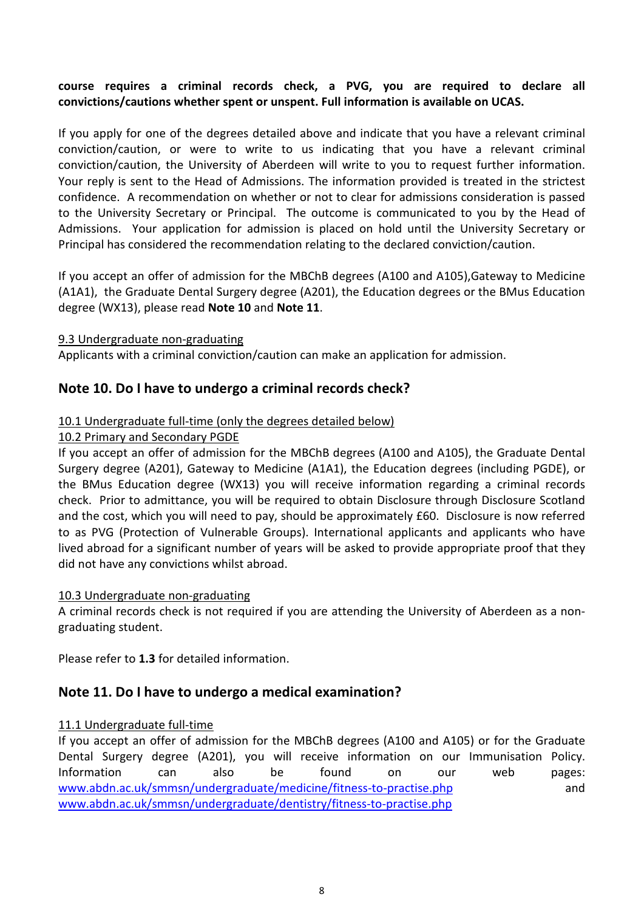**course requires a criminal records check, a PVG, you are required to declare all convictions/cautions whether spent or unspent. Full information is available on UCAS.**

If you apply for one of the degrees detailed above and indicate that you have a relevant criminal conviction/caution, or were to write to us indicating that you have a relevant criminal conviction/caution, the University of Aberdeen will write to you to request further information. Your reply is sent to the Head of Admissions. The information provided is treated in the strictest confidence. A recommendation on whether or not to clear for admissions consideration is passed to the University Secretary or Principal. The outcome is communicated to you by the Head of Admissions. Your application for admission is placed on hold until the University Secretary or Principal has considered the recommendation relating to the declared conviction/caution.

If you accept an offer of admission for the MBChB degrees (A100 and A105),Gateway to Medicine (A1A1), the Graduate Dental Surgery degree (A201), the Education degrees or the BMus Education degree (WX13), please read **Note 10** and **Note 11**.

9.3 Undergraduate non-graduating

Applicants with a criminal conviction/caution can make an application for admission.

## Note 10. Do I have to undergo a criminal records check?

10.1 Undergraduate full-time (only the degrees detailed below)

10.2 Primary and Secondary PGDE

If you accept an offer of admission for the MBChB degrees (A100 and A105), the Graduate Dental Surgery degree (A201), Gateway to Medicine (A1A1), the Education degrees (including PGDE), or the BMus Education degree (WX13) you will receive information regarding a criminal records check. Prior to admittance, you will be required to obtain Disclosure through Disclosure Scotland and the cost, which you will need to pay, should be approximately £60. Disclosure is now referred to as PVG (Protection of Vulnerable Groups). International applicants and applicants who have lived abroad for a significant number of years will be asked to provide appropriate proof that they did not have any convictions whilst abroad.

10.3 Undergraduate non-graduating

A criminal records check is not required if you are attending the University of Aberdeen as a non-graduating student.

Please refer to **1.3** for detailed information.

## Note 11. Do I have to undergo a medical examination?

11.1 Undergraduate full-time

If you accept an offer of admission for the MBChB degrees (A100 and A105) or for the Graduate Dental Surgery degree (A201), you will receive information on our Immunisation Policy. Information can also be found on our web pages: www.abdn.ac.uk/smmsn/undergraduate/medicine/fitness-to-practise.php and www.abdn.ac.uk/smmsn/undergraduate/dentistry/fitness-to-practise.php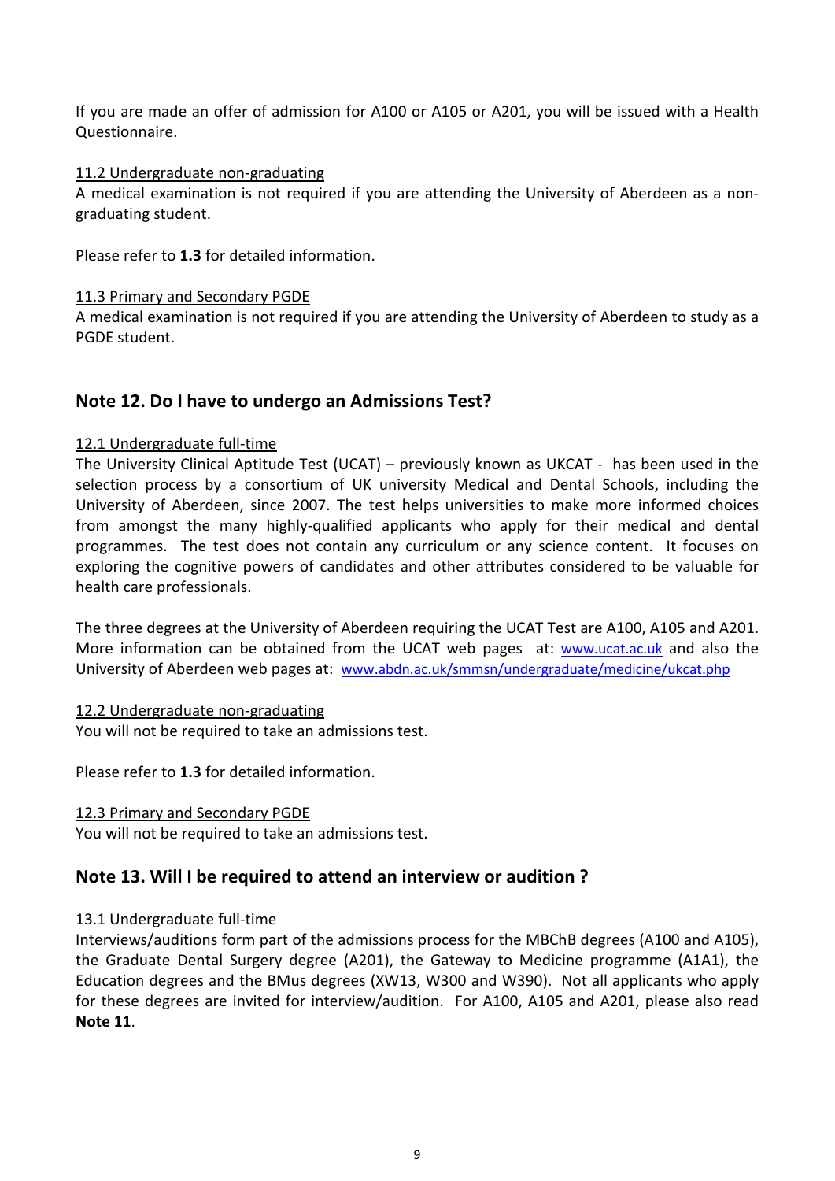If you are made an offer of admission for A100 or A105 or A201, you will be issued with a Health Questionnaire.

<u>11.2 Undergraduate non-graduating</u>
A medical examination is not required if you are attending the University of Aberdeen as a non-graduating student.

Please refer to **1.3** for detailed information.

<u>11.3 Primary and Secondary PGDE</u>
A medical examination is not required if you are attending the University of Aberdeen to study as a PGDE student.

## Note 12. Do I have to undergo an Admissions Test?

<u>12.1 Undergraduate full-time</u>
The University Clinical Aptitude Test (UCAT) – previously known as UKCAT - has been used in the selection process by a consortium of UK university Medical and Dental Schools, including the University of Aberdeen, since 2007. The test helps universities to make more informed choices from amongst the many highly-qualified applicants who apply for their medical and dental programmes. The test does not contain any curriculum or any science content. It focuses on exploring the cognitive powers of candidates and other attributes considered to be valuable for health care professionals.

The three degrees at the University of Aberdeen requiring the UCAT Test are A100, A105 and A201. More information can be obtained from the UCAT web pages at: www.ucat.ac.uk and also the University of Aberdeen web pages at: www.abdn.ac.uk/smmsn/undergraduate/medicine/ukcat.php

<u>12.2 Undergraduate non-graduating</u>
You will not be required to take an admissions test.

Please refer to **1.3** for detailed information.

<u>12.3 Primary and Secondary PGDE</u>
You will not be required to take an admissions test.

## Note 13. Will I be required to attend an interview or audition ?

<u>13.1 Undergraduate full-time</u>
Interviews/auditions form part of the admissions process for the MBChB degrees (A100 and A105), the Graduate Dental Surgery degree (A201), the Gateway to Medicine programme (A1A1), the Education degrees and the BMus degrees (XW13, W300 and W390). Not all applicants who apply for these degrees are invited for interview/audition. For A100, A105 and A201, please also read **Note 11**.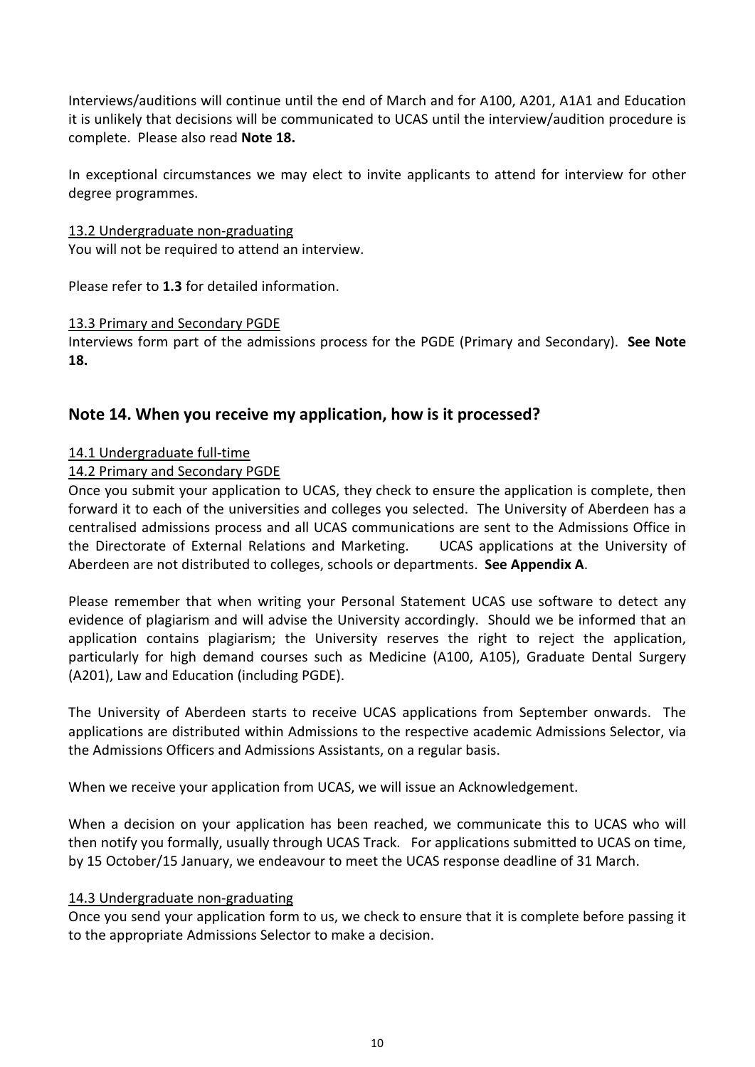Interviews/auditions will continue until the end of March and for A100, A201, A1A1 and Education it is unlikely that decisions will be communicated to UCAS until the interview/audition procedure is complete. Please also read **Note 18.**

In exceptional circumstances we may elect to invite applicants to attend for interview for other degree programmes.

13.2 Undergraduate non-graduating

You will not be required to attend an interview.

Please refer to **1.3** for detailed information.

13.3 Primary and Secondary PGDE

Interviews form part of the admissions process for the PGDE (Primary and Secondary). **See Note 18.**

## Note 14. When you receive my application, how is it processed?

14.1 Undergraduate full-time

14.2 Primary and Secondary PGDE

Once you submit your application to UCAS, they check to ensure the application is complete, then forward it to each of the universities and colleges you selected. The University of Aberdeen has a centralised admissions process and all UCAS communications are sent to the Admissions Office in the Directorate of External Relations and Marketing. UCAS applications at the University of Aberdeen are not distributed to colleges, schools or departments. **See Appendix A**.

Please remember that when writing your Personal Statement UCAS use software to detect any evidence of plagiarism and will advise the University accordingly. Should we be informed that an application contains plagiarism; the University reserves the right to reject the application, particularly for high demand courses such as Medicine (A100, A105), Graduate Dental Surgery (A201), Law and Education (including PGDE).

The University of Aberdeen starts to receive UCAS applications from September onwards. The applications are distributed within Admissions to the respective academic Admissions Selector, via the Admissions Officers and Admissions Assistants, on a regular basis.

When we receive your application from UCAS, we will issue an Acknowledgement.

When a decision on your application has been reached, we communicate this to UCAS who will then notify you formally, usually through UCAS Track. For applications submitted to UCAS on time, by 15 October/15 January, we endeavour to meet the UCAS response deadline of 31 March.

14.3 Undergraduate non-graduating

Once you send your application form to us, we check to ensure that it is complete before passing it to the appropriate Admissions Selector to make a decision.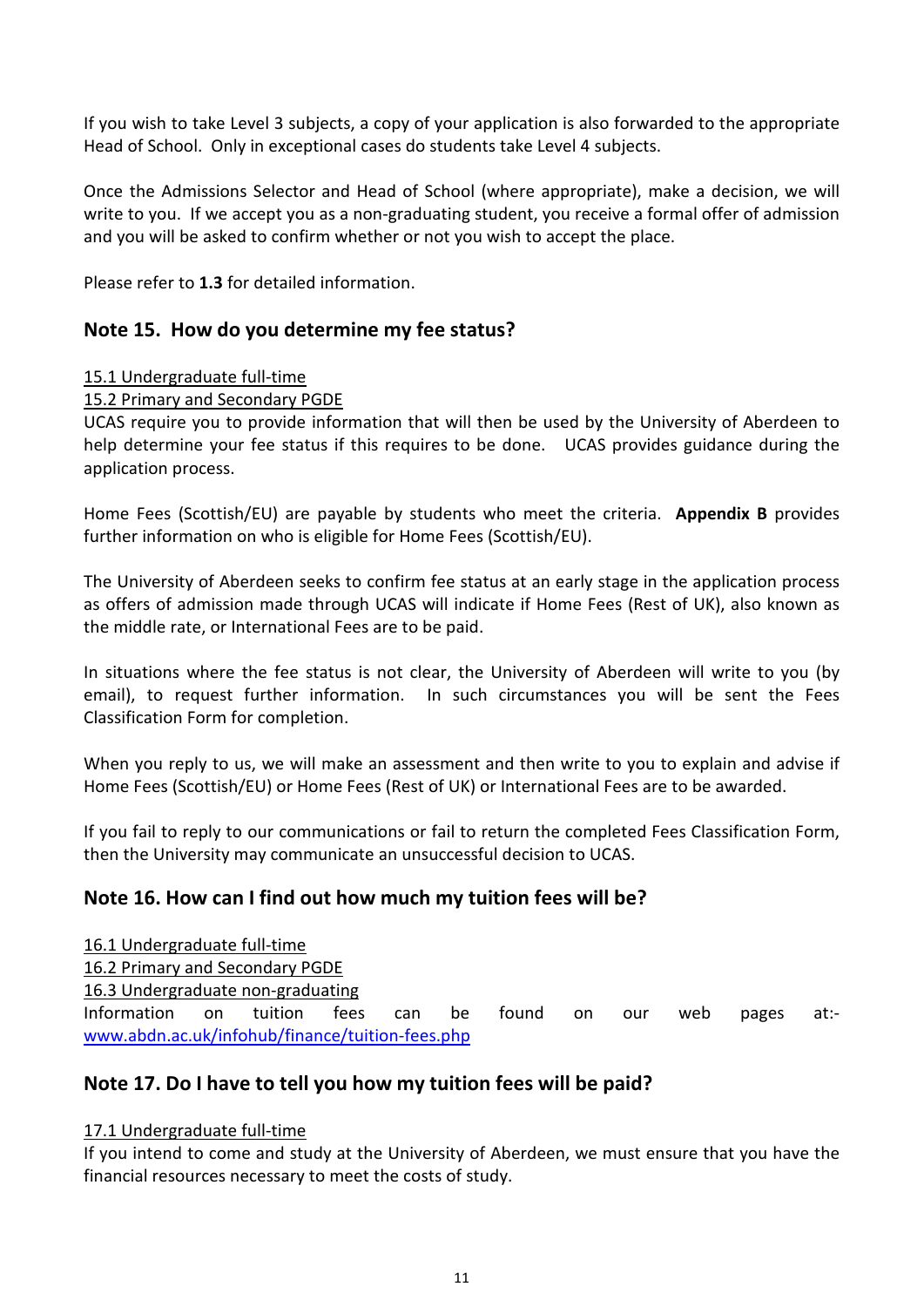If you wish to take Level 3 subjects, a copy of your application is also forwarded to the appropriate Head of School. Only in exceptional cases do students take Level 4 subjects.

Once the Admissions Selector and Head of School (where appropriate), make a decision, we will write to you. If we accept you as a non-graduating student, you receive a formal offer of admission and you will be asked to confirm whether or not you wish to accept the place.

Please refer to **1.3** for detailed information.

## Note 15. How do you determine my fee status?

15.1 Undergraduate full-time
15.2 Primary and Secondary PGDE
UCAS require you to provide information that will then be used by the University of Aberdeen to help determine your fee status if this requires to be done. UCAS provides guidance during the application process.

Home Fees (Scottish/EU) are payable by students who meet the criteria. **Appendix B** provides further information on who is eligible for Home Fees (Scottish/EU).

The University of Aberdeen seeks to confirm fee status at an early stage in the application process as offers of admission made through UCAS will indicate if Home Fees (Rest of UK), also known as the middle rate, or International Fees are to be paid.

In situations where the fee status is not clear, the University of Aberdeen will write to you (by email), to request further information. In such circumstances you will be sent the Fees Classification Form for completion.

When you reply to us, we will make an assessment and then write to you to explain and advise if Home Fees (Scottish/EU) or Home Fees (Rest of UK) or International Fees are to be awarded.

If you fail to reply to our communications or fail to return the completed Fees Classification Form, then the University may communicate an unsuccessful decision to UCAS.

## Note 16. How can I find out how much my tuition fees will be?

16.1 Undergraduate full-time
16.2 Primary and Secondary PGDE
16.3 Undergraduate non-graduating
Information on tuition fees can be found on our web pages at:- www.abdn.ac.uk/infohub/finance/tuition-fees.php

## Note 17. Do I have to tell you how my tuition fees will be paid?

17.1 Undergraduate full-time
If you intend to come and study at the University of Aberdeen, we must ensure that you have the financial resources necessary to meet the costs of study.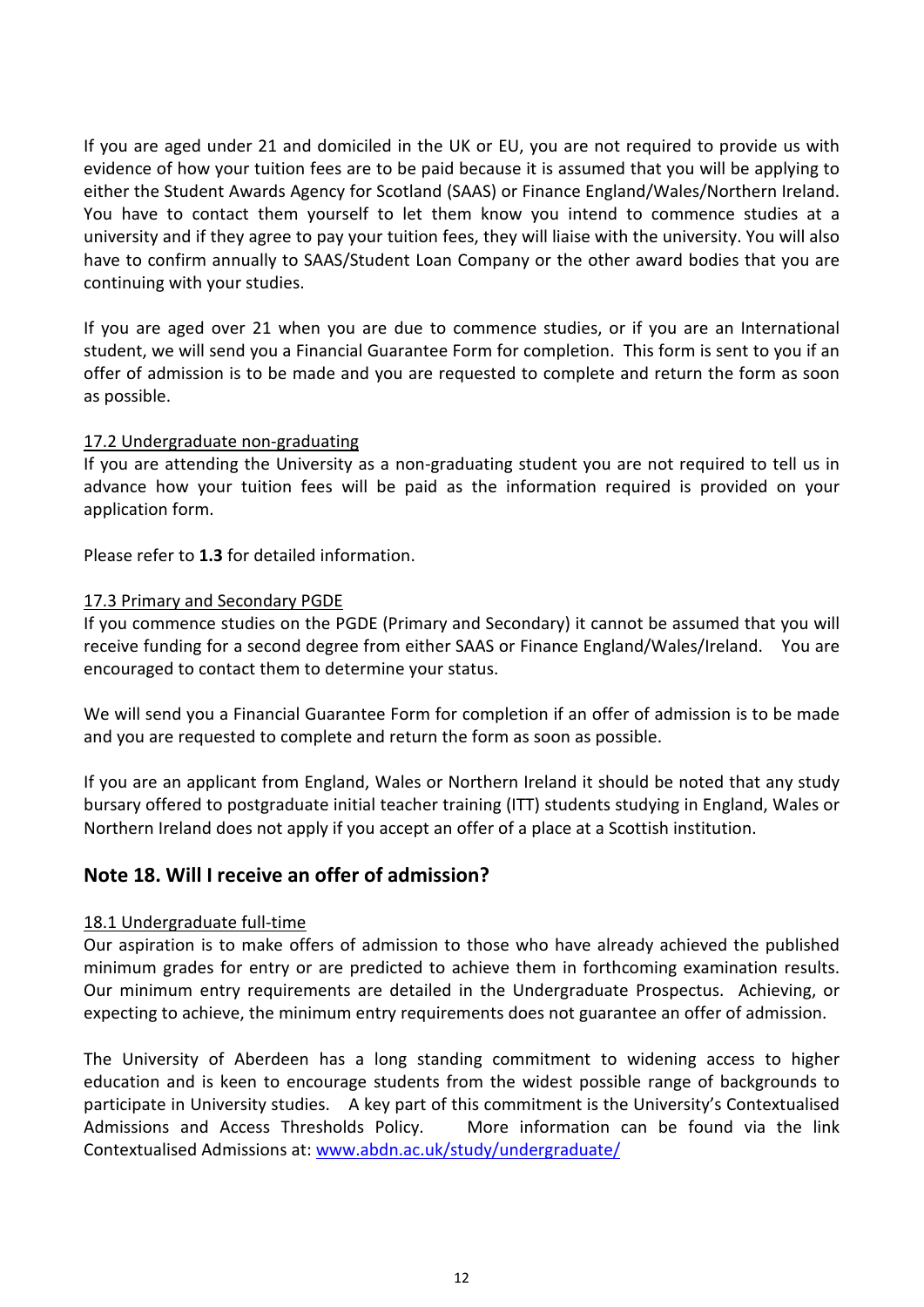If you are aged under 21 and domiciled in the UK or EU, you are not required to provide us with evidence of how your tuition fees are to be paid because it is assumed that you will be applying to either the Student Awards Agency for Scotland (SAAS) or Finance England/Wales/Northern Ireland. You have to contact them yourself to let them know you intend to commence studies at a university and if they agree to pay your tuition fees, they will liaise with the university. You will also have to confirm annually to SAAS/Student Loan Company or the other award bodies that you are continuing with your studies.

If you are aged over 21 when you are due to commence studies, or if you are an International student, we will send you a Financial Guarantee Form for completion. This form is sent to you if an offer of admission is to be made and you are requested to complete and return the form as soon as possible.

17.2 Undergraduate non-graduating

If you are attending the University as a non-graduating student you are not required to tell us in advance how your tuition fees will be paid as the information required is provided on your application form.

Please refer to **1.3** for detailed information.

17.3 Primary and Secondary PGDE

If you commence studies on the PGDE (Primary and Secondary) it cannot be assumed that you will receive funding for a second degree from either SAAS or Finance England/Wales/Ireland. You are encouraged to contact them to determine your status.

We will send you a Financial Guarantee Form for completion if an offer of admission is to be made and you are requested to complete and return the form as soon as possible.

If you are an applicant from England, Wales or Northern Ireland it should be noted that any study bursary offered to postgraduate initial teacher training (ITT) students studying in England, Wales or Northern Ireland does not apply if you accept an offer of a place at a Scottish institution.

## Note 18. Will I receive an offer of admission?

18.1 Undergraduate full-time

Our aspiration is to make offers of admission to those who have already achieved the published minimum grades for entry or are predicted to achieve them in forthcoming examination results. Our minimum entry requirements are detailed in the Undergraduate Prospectus. Achieving, or expecting to achieve, the minimum entry requirements does not guarantee an offer of admission.

The University of Aberdeen has a long standing commitment to widening access to higher education and is keen to encourage students from the widest possible range of backgrounds to participate in University studies. A key part of this commitment is the University's Contextualised Admissions and Access Thresholds Policy. More information can be found via the link Contextualised Admissions at: www.abdn.ac.uk/study/undergraduate/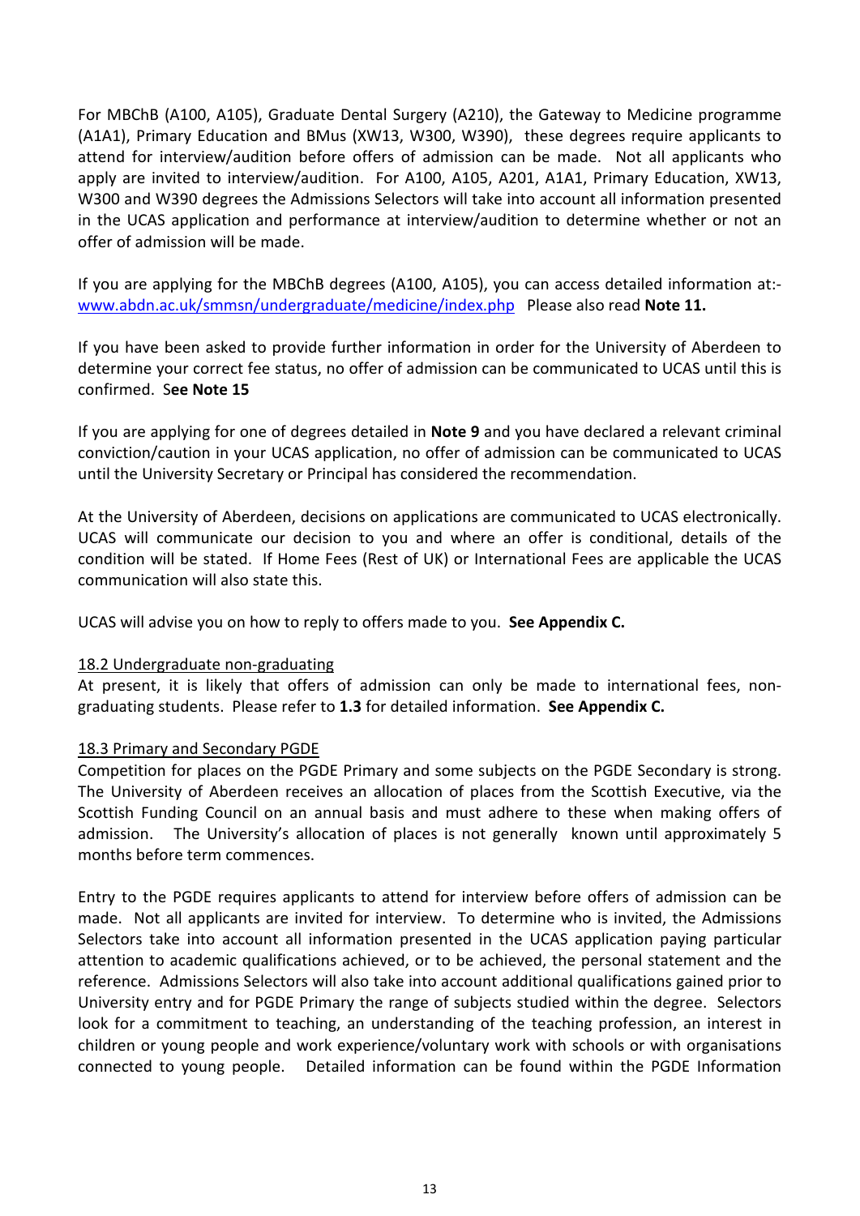For MBChB (A100, A105), Graduate Dental Surgery (A210), the Gateway to Medicine programme (A1A1), Primary Education and BMus (XW13, W300, W390), these degrees require applicants to attend for interview/audition before offers of admission can be made. Not all applicants who apply are invited to interview/audition. For A100, A105, A201, A1A1, Primary Education, XW13, W300 and W390 degrees the Admissions Selectors will take into account all information presented in the UCAS application and performance at interview/audition to determine whether or not an offer of admission will be made.

If you are applying for the MBChB degrees (A100, A105), you can access detailed information at:- [www.abdn.ac.uk/smmsn/undergraduate/medicine/index.php](www.abdn.ac.uk/smmsn/undergraduate/medicine/index.php) Please also read **Note 11.**

If you have been asked to provide further information in order for the University of Aberdeen to determine your correct fee status, no offer of admission can be communicated to UCAS until this is confirmed. S**ee Note 15**

If you are applying for one of degrees detailed in **Note 9** and you have declared a relevant criminal conviction/caution in your UCAS application, no offer of admission can be communicated to UCAS until the University Secretary or Principal has considered the recommendation.

At the University of Aberdeen, decisions on applications are communicated to UCAS electronically. UCAS will communicate our decision to you and where an offer is conditional, details of the condition will be stated. If Home Fees (Rest of UK) or International Fees are applicable the UCAS communication will also state this.

UCAS will advise you on how to reply to offers made to you. **See Appendix C.**

18.2 Undergraduate non-graduating

At present, it is likely that offers of admission can only be made to international fees, non-graduating students. Please refer to **1.3** for detailed information. **See Appendix C.**

18.3 Primary and Secondary PGDE

Competition for places on the PGDE Primary and some subjects on the PGDE Secondary is strong. The University of Aberdeen receives an allocation of places from the Scottish Executive, via the Scottish Funding Council on an annual basis and must adhere to these when making offers of admission. The University's allocation of places is not generally known until approximately 5 months before term commences.

Entry to the PGDE requires applicants to attend for interview before offers of admission can be made. Not all applicants are invited for interview. To determine who is invited, the Admissions Selectors take into account all information presented in the UCAS application paying particular attention to academic qualifications achieved, or to be achieved, the personal statement and the reference. Admissions Selectors will also take into account additional qualifications gained prior to University entry and for PGDE Primary the range of subjects studied within the degree. Selectors look for a commitment to teaching, an understanding of the teaching profession, an interest in children or young people and work experience/voluntary work with schools or with organisations connected to young people. Detailed information can be found within the PGDE Information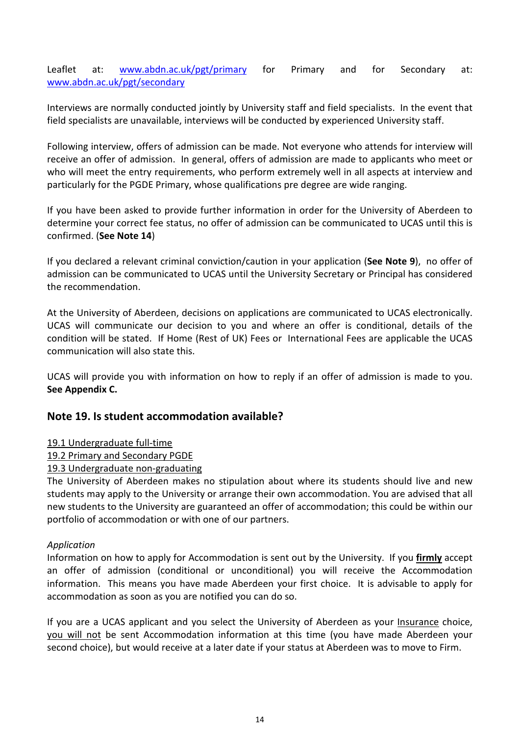Leaflet at: [www.abdn.ac.uk/pgt/primary](www.abdn.ac.uk/pgt/primary) for Primary and for Secondary at: [www.abdn.ac.uk/pgt/secondary](www.abdn.ac.uk/pgt/secondary)

Interviews are normally conducted jointly by University staff and field specialists. In the event that field specialists are unavailable, interviews will be conducted by experienced University staff.

Following interview, offers of admission can be made. Not everyone who attends for interview will receive an offer of admission. In general, offers of admission are made to applicants who meet or who will meet the entry requirements, who perform extremely well in all aspects at interview and particularly for the PGDE Primary, whose qualifications pre degree are wide ranging.

If you have been asked to provide further information in order for the University of Aberdeen to determine your correct fee status, no offer of admission can be communicated to UCAS until this is confirmed. (**See Note 14**)

If you declared a relevant criminal conviction/caution in your application (**See Note 9**), no offer of admission can be communicated to UCAS until the University Secretary or Principal has considered the recommendation.

At the University of Aberdeen, decisions on applications are communicated to UCAS electronically. UCAS will communicate our decision to you and where an offer is conditional, details of the condition will be stated. If Home (Rest of UK) Fees or International Fees are applicable the UCAS communication will also state this.

UCAS will provide you with information on how to reply if an offer of admission is made to you. **See Appendix C.**

## Note 19. Is student accommodation available?

19.1 Undergraduate full-time
19.2 Primary and Secondary PGDE
19.3 Undergraduate non-graduating

The University of Aberdeen makes no stipulation about where its students should live and new students may apply to the University or arrange their own accommodation. You are advised that all new students to the University are guaranteed an offer of accommodation; this could be within our portfolio of accommodation or with one of our partners.

*Application*

Information on how to apply for Accommodation is sent out by the University. If you **firmly** accept an offer of admission (conditional or unconditional) you will receive the Accommodation information. This means you have made Aberdeen your first choice. It is advisable to apply for accommodation as soon as you are notified you can do so.

If you are a UCAS applicant and you select the University of Aberdeen as your Insurance choice, you will not be sent Accommodation information at this time (you have made Aberdeen your second choice), but would receive at a later date if your status at Aberdeen was to move to Firm.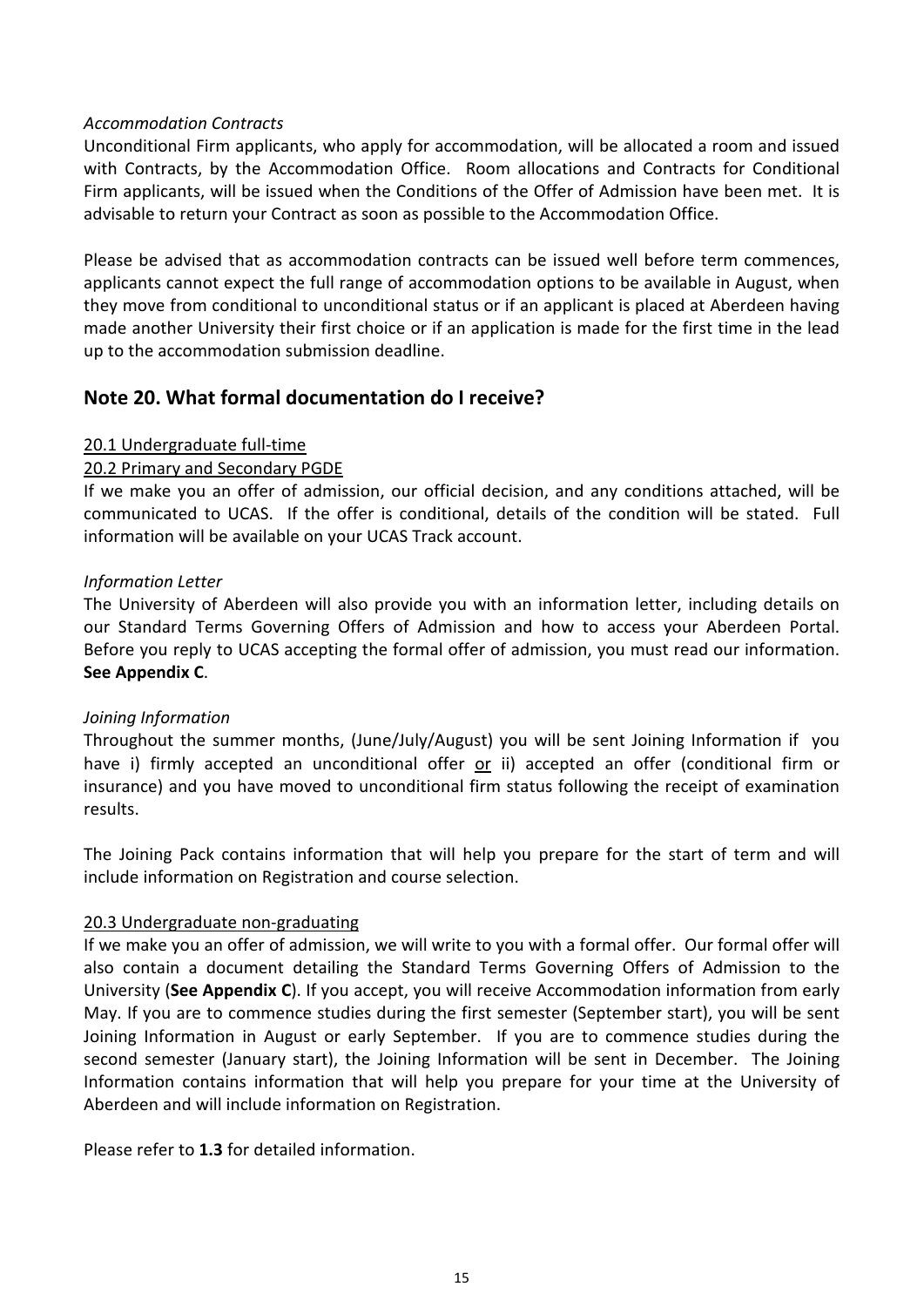*Accommodation Contracts*

Unconditional Firm applicants, who apply for accommodation, will be allocated a room and issued with Contracts, by the Accommodation Office. Room allocations and Contracts for Conditional Firm applicants, will be issued when the Conditions of the Offer of Admission have been met. It is advisable to return your Contract as soon as possible to the Accommodation Office.

Please be advised that as accommodation contracts can be issued well before term commences, applicants cannot expect the full range of accommodation options to be available in August, when they move from conditional to unconditional status or if an applicant is placed at Aberdeen having made another University their first choice or if an application is made for the first time in the lead up to the accommodation submission deadline.

## Note 20. What formal documentation do I receive?

<u>20.1 Undergraduate full-time</u>

<u>20.2 Primary and Secondary PGDE</u>

If we make you an offer of admission, our official decision, and any conditions attached, will be communicated to UCAS. If the offer is conditional, details of the condition will be stated. Full information will be available on your UCAS Track account.

*Information Letter*

The University of Aberdeen will also provide you with an information letter, including details on our Standard Terms Governing Offers of Admission and how to access your Aberdeen Portal. Before you reply to UCAS accepting the formal offer of admission, you must read our information. **See Appendix C**.

*Joining Information*

Throughout the summer months, (June/July/August) you will be sent Joining Information if you have i) firmly accepted an unconditional offer <u>or</u> ii) accepted an offer (conditional firm or insurance) and you have moved to unconditional firm status following the receipt of examination results.

The Joining Pack contains information that will help you prepare for the start of term and will include information on Registration and course selection.

<u>20.3 Undergraduate non-graduating</u>

If we make you an offer of admission, we will write to you with a formal offer. Our formal offer will also contain a document detailing the Standard Terms Governing Offers of Admission to the University (**See Appendix C**). If you accept, you will receive Accommodation information from early May. If you are to commence studies during the first semester (September start), you will be sent Joining Information in August or early September. If you are to commence studies during the second semester (January start), the Joining Information will be sent in December. The Joining Information contains information that will help you prepare for your time at the University of Aberdeen and will include information on Registration.

Please refer to **1.3** for detailed information.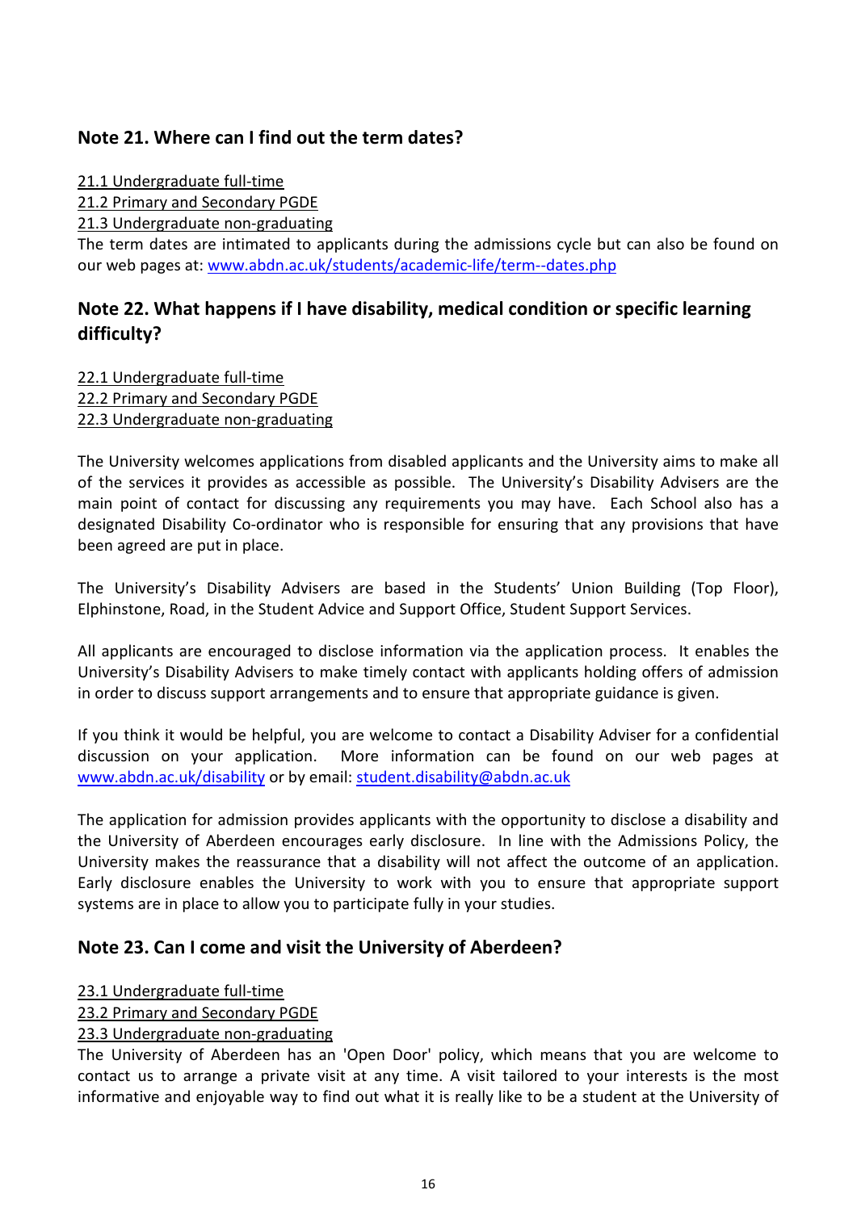## Note 21. Where can I find out the term dates?

21.1 Undergraduate full-time
21.2 Primary and Secondary PGDE
21.3 Undergraduate non-graduating

The term dates are intimated to applicants during the admissions cycle but can also be found on our web pages at: www.abdn.ac.uk/students/academic-life/term--dates.php

## Note 22. What happens if I have disability, medical condition or specific learning difficulty?

22.1 Undergraduate full-time
22.2 Primary and Secondary PGDE
22.3 Undergraduate non-graduating

The University welcomes applications from disabled applicants and the University aims to make all of the services it provides as accessible as possible. The University's Disability Advisers are the main point of contact for discussing any requirements you may have. Each School also has a designated Disability Co-ordinator who is responsible for ensuring that any provisions that have been agreed are put in place.

The University's Disability Advisers are based in the Students' Union Building (Top Floor), Elphinstone, Road, in the Student Advice and Support Office, Student Support Services.

All applicants are encouraged to disclose information via the application process. It enables the University's Disability Advisers to make timely contact with applicants holding offers of admission in order to discuss support arrangements and to ensure that appropriate guidance is given.

If you think it would be helpful, you are welcome to contact a Disability Adviser for a confidential discussion on your application. More information can be found on our web pages at www.abdn.ac.uk/disability or by email: student.disability@abdn.ac.uk

The application for admission provides applicants with the opportunity to disclose a disability and the University of Aberdeen encourages early disclosure. In line with the Admissions Policy, the University makes the reassurance that a disability will not affect the outcome of an application. Early disclosure enables the University to work with you to ensure that appropriate support systems are in place to allow you to participate fully in your studies.

## Note 23. Can I come and visit the University of Aberdeen?

23.1 Undergraduate full-time
23.2 Primary and Secondary PGDE
23.3 Undergraduate non-graduating

The University of Aberdeen has an 'Open Door' policy, which means that you are welcome to contact us to arrange a private visit at any time. A visit tailored to your interests is the most informative and enjoyable way to find out what it is really like to be a student at the University of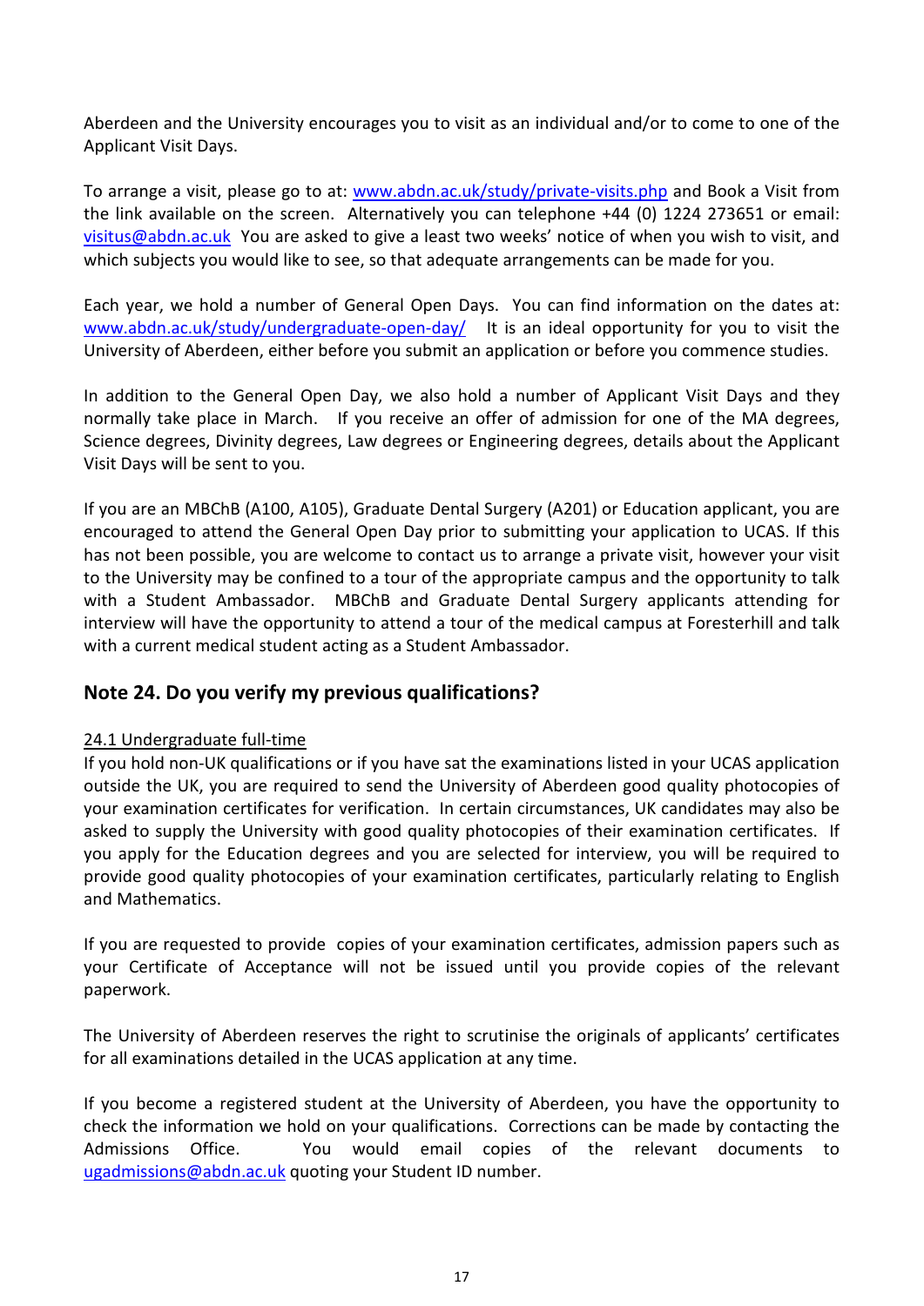Aberdeen and the University encourages you to visit as an individual and/or to come to one of the Applicant Visit Days.

To arrange a visit, please go to at: [www.abdn.ac.uk/study/private-visits.php](www.abdn.ac.uk/study/private-visits.php) and Book a Visit from the link available on the screen. Alternatively you can telephone +44 (0) 1224 273651 or email: [visitus@abdn.ac.uk](mailto:visitus@abdn.ac.uk) You are asked to give a least two weeks' notice of when you wish to visit, and which subjects you would like to see, so that adequate arrangements can be made for you.

Each year, we hold a number of General Open Days. You can find information on the dates at: [www.abdn.ac.uk/study/undergraduate-open-day/](www.abdn.ac.uk/study/undergraduate-open-day/) It is an ideal opportunity for you to visit the University of Aberdeen, either before you submit an application or before you commence studies.

In addition to the General Open Day, we also hold a number of Applicant Visit Days and they normally take place in March. If you receive an offer of admission for one of the MA degrees, Science degrees, Divinity degrees, Law degrees or Engineering degrees, details about the Applicant Visit Days will be sent to you.

If you are an MBChB (A100, A105), Graduate Dental Surgery (A201) or Education applicant, you are encouraged to attend the General Open Day prior to submitting your application to UCAS. If this has not been possible, you are welcome to contact us to arrange a private visit, however your visit to the University may be confined to a tour of the appropriate campus and the opportunity to talk with a Student Ambassador. MBChB and Graduate Dental Surgery applicants attending for interview will have the opportunity to attend a tour of the medical campus at Foresterhill and talk with a current medical student acting as a Student Ambassador.

## Note 24. Do you verify my previous qualifications?

24.1 Undergraduate full-time

If you hold non-UK qualifications or if you have sat the examinations listed in your UCAS application outside the UK, you are required to send the University of Aberdeen good quality photocopies of your examination certificates for verification. In certain circumstances, UK candidates may also be asked to supply the University with good quality photocopies of their examination certificates. If you apply for the Education degrees and you are selected for interview, you will be required to provide good quality photocopies of your examination certificates, particularly relating to English and Mathematics.

If you are requested to provide copies of your examination certificates, admission papers such as your Certificate of Acceptance will not be issued until you provide copies of the relevant paperwork.

The University of Aberdeen reserves the right to scrutinise the originals of applicants' certificates for all examinations detailed in the UCAS application at any time.

If you become a registered student at the University of Aberdeen, you have the opportunity to check the information we hold on your qualifications. Corrections can be made by contacting the Admissions Office. You would email copies of the relevant documents to [ugadmissions@abdn.ac.uk](mailto:ugadmissions@abdn.ac.uk) quoting your Student ID number.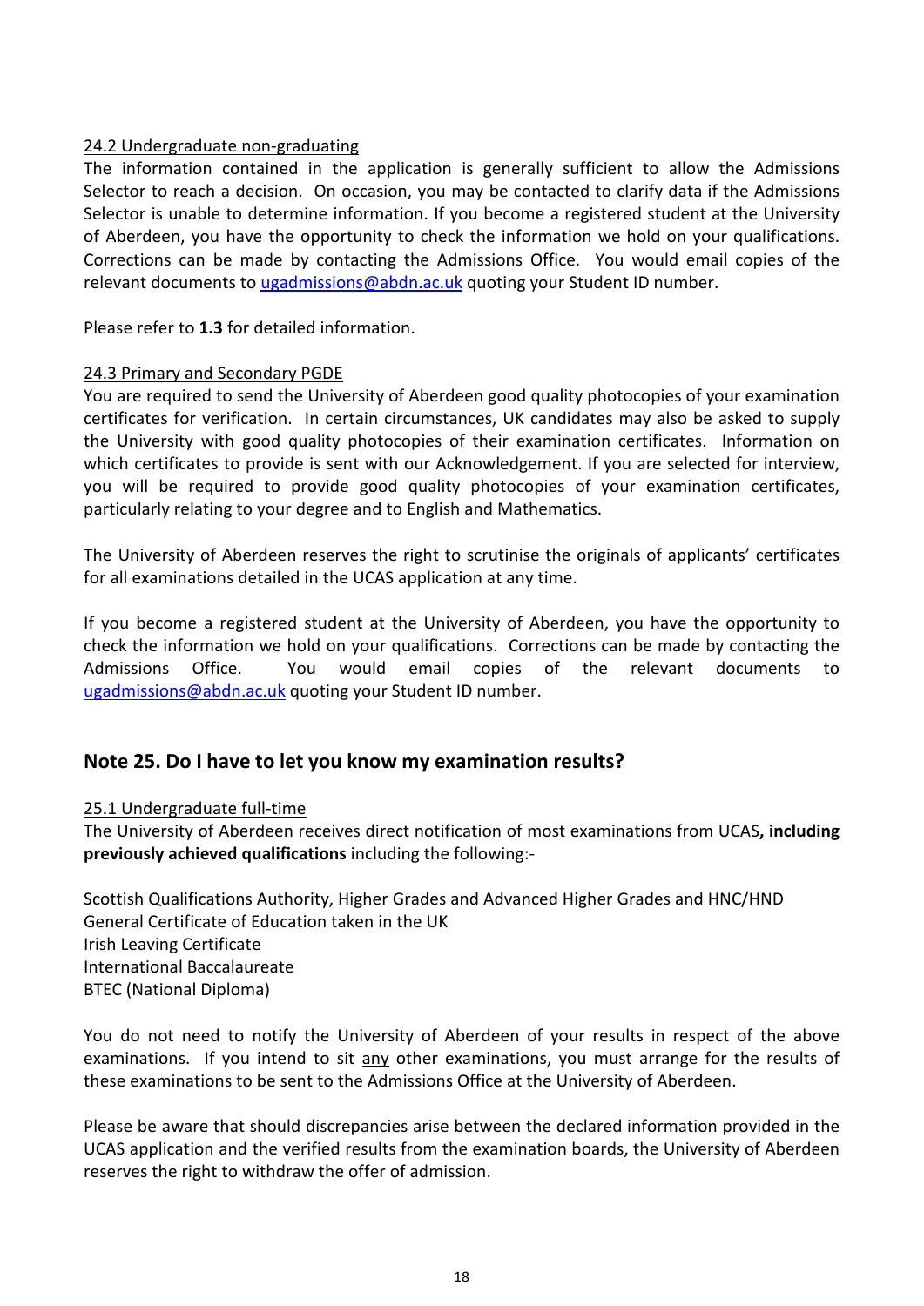24.2 Undergraduate non-graduating

The information contained in the application is generally sufficient to allow the Admissions Selector to reach a decision. On occasion, you may be contacted to clarify data if the Admissions Selector is unable to determine information. If you become a registered student at the University of Aberdeen, you have the opportunity to check the information we hold on your qualifications. Corrections can be made by contacting the Admissions Office. You would email copies of the relevant documents to ugadmissions@abdn.ac.uk quoting your Student ID number.

Please refer to **1.3** for detailed information.

24.3 Primary and Secondary PGDE

You are required to send the University of Aberdeen good quality photocopies of your examination certificates for verification. In certain circumstances, UK candidates may also be asked to supply the University with good quality photocopies of their examination certificates. Information on which certificates to provide is sent with our Acknowledgement. If you are selected for interview, you will be required to provide good quality photocopies of your examination certificates, particularly relating to your degree and to English and Mathematics.

The University of Aberdeen reserves the right to scrutinise the originals of applicants' certificates for all examinations detailed in the UCAS application at any time.

If you become a registered student at the University of Aberdeen, you have the opportunity to check the information we hold on your qualifications. Corrections can be made by contacting the Admissions Office. You would email copies of the relevant documents to ugadmissions@abdn.ac.uk quoting your Student ID number.

## Note 25. Do I have to let you know my examination results?

25.1 Undergraduate full-time

The University of Aberdeen receives direct notification of most examinations from UCAS**, including previously achieved qualifications** including the following:-

Scottish Qualifications Authority, Higher Grades and Advanced Higher Grades and HNC/HND
General Certificate of Education taken in the UK
Irish Leaving Certificate
International Baccalaureate
BTEC (National Diploma)

You do not need to notify the University of Aberdeen of your results in respect of the above examinations. If you intend to sit any other examinations, you must arrange for the results of these examinations to be sent to the Admissions Office at the University of Aberdeen.

Please be aware that should discrepancies arise between the declared information provided in the UCAS application and the verified results from the examination boards, the University of Aberdeen reserves the right to withdraw the offer of admission.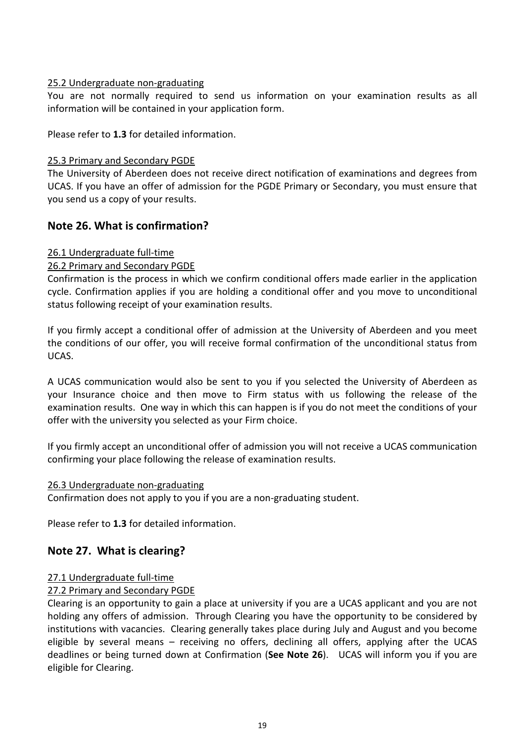25.2 Undergraduate non-graduating

You are not normally required to send us information on your examination results as all information will be contained in your application form.

Please refer to **1.3** for detailed information.

25.3 Primary and Secondary PGDE

The University of Aberdeen does not receive direct notification of examinations and degrees from UCAS. If you have an offer of admission for the PGDE Primary or Secondary, you must ensure that you send us a copy of your results.

## Note 26. What is confirmation?

26.1 Undergraduate full-time

26.2 Primary and Secondary PGDE

Confirmation is the process in which we confirm conditional offers made earlier in the application cycle. Confirmation applies if you are holding a conditional offer and you move to unconditional status following receipt of your examination results.

If you firmly accept a conditional offer of admission at the University of Aberdeen and you meet the conditions of our offer, you will receive formal confirmation of the unconditional status from UCAS.

A UCAS communication would also be sent to you if you selected the University of Aberdeen as your Insurance choice and then move to Firm status with us following the release of the examination results. One way in which this can happen is if you do not meet the conditions of your offer with the university you selected as your Firm choice.

If you firmly accept an unconditional offer of admission you will not receive a UCAS communication confirming your place following the release of examination results.

26.3 Undergraduate non-graduating

Confirmation does not apply to you if you are a non-graduating student.

Please refer to **1.3** for detailed information.

## Note 27. What is clearing?

27.1 Undergraduate full-time

27.2 Primary and Secondary PGDE

Clearing is an opportunity to gain a place at university if you are a UCAS applicant and you are not holding any offers of admission. Through Clearing you have the opportunity to be considered by institutions with vacancies. Clearing generally takes place during July and August and you become eligible by several means – receiving no offers, declining all offers, applying after the UCAS deadlines or being turned down at Confirmation (**See Note 26**). UCAS will inform you if you are eligible for Clearing.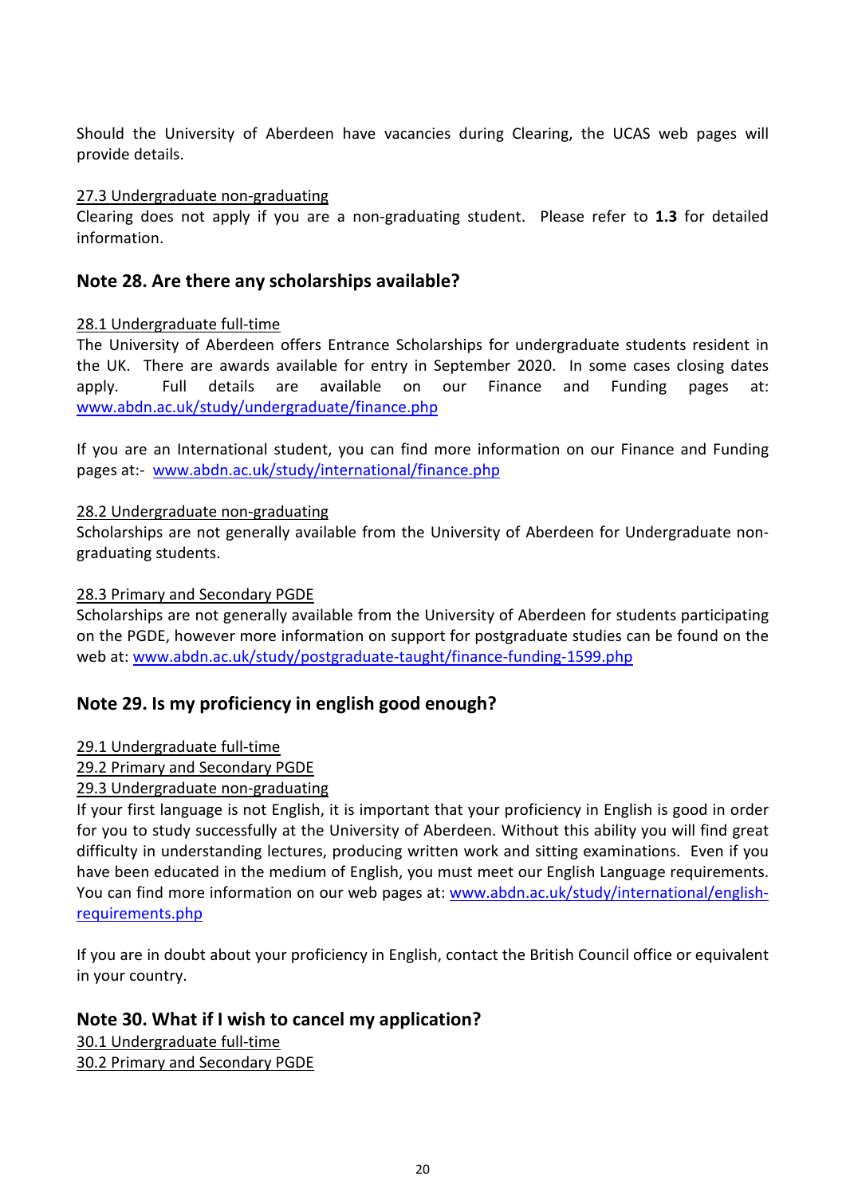Should the University of Aberdeen have vacancies during Clearing, the UCAS web pages will provide details.

27.3 Undergraduate non-graduating

Clearing does not apply if you are a non-graduating student. Please refer to **1.3** for detailed information.

## Note 28. Are there any scholarships available?

28.1 Undergraduate full-time

The University of Aberdeen offers Entrance Scholarships for undergraduate students resident in the UK. There are awards available for entry in September 2020. In some cases closing dates apply. Full details are available on our Finance and Funding pages at: www.abdn.ac.uk/study/undergraduate/finance.php

If you are an International student, you can find more information on our Finance and Funding pages at:- www.abdn.ac.uk/study/international/finance.php

28.2 Undergraduate non-graduating

Scholarships are not generally available from the University of Aberdeen for Undergraduate non-graduating students.

28.3 Primary and Secondary PGDE

Scholarships are not generally available from the University of Aberdeen for students participating on the PGDE, however more information on support for postgraduate studies can be found on the web at: www.abdn.ac.uk/study/postgraduate-taught/finance-funding-1599.php

## Note 29. Is my proficiency in english good enough?

29.1 Undergraduate full-time

29.2 Primary and Secondary PGDE

29.3 Undergraduate non-graduating

If your first language is not English, it is important that your proficiency in English is good in order for you to study successfully at the University of Aberdeen. Without this ability you will find great difficulty in understanding lectures, producing written work and sitting examinations. Even if you have been educated in the medium of English, you must meet our English Language requirements. You can find more information on our web pages at: www.abdn.ac.uk/study/international/english-requirements.php

If you are in doubt about your proficiency in English, contact the British Council office or equivalent in your country.

## Note 30. What if I wish to cancel my application?

30.1 Undergraduate full-time

30.2 Primary and Secondary PGDE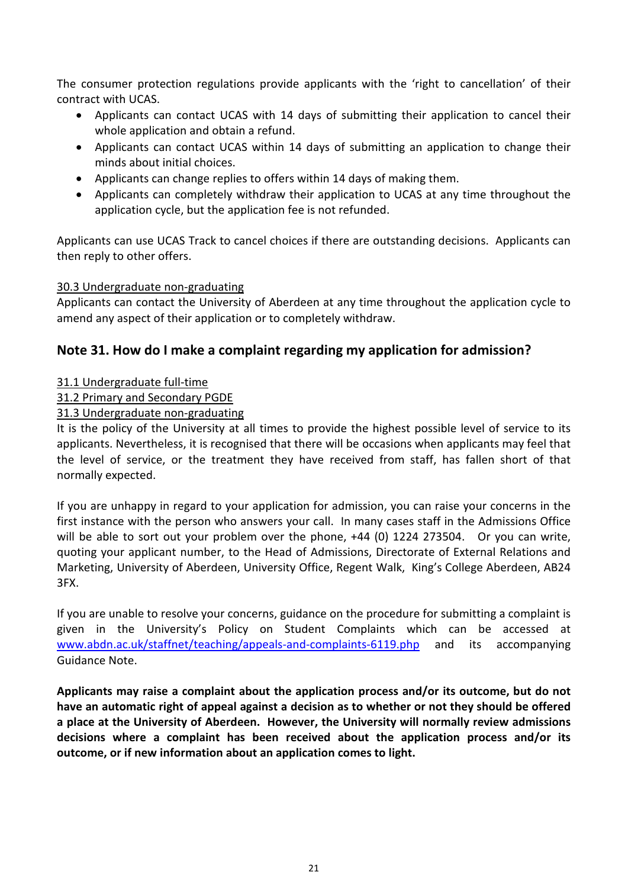The consumer protection regulations provide applicants with the 'right to cancellation' of their contract with UCAS.

- Applicants can contact UCAS with 14 days of submitting their application to cancel their whole application and obtain a refund.
- Applicants can contact UCAS within 14 days of submitting an application to change their minds about initial choices.
- Applicants can change replies to offers within 14 days of making them.
- Applicants can completely withdraw their application to UCAS at any time throughout the application cycle, but the application fee is not refunded.

Applicants can use UCAS Track to cancel choices if there are outstanding decisions. Applicants can then reply to other offers.

<u>30.3 Undergraduate non-graduating</u>

Applicants can contact the University of Aberdeen at any time throughout the application cycle to amend any aspect of their application or to completely withdraw.

## Note 31. How do I make a complaint regarding my application for admission?

<u>31.1 Undergraduate full-time</u>

<u>31.2 Primary and Secondary PGDE</u>

<u>31.3 Undergraduate non-graduating</u>

It is the policy of the University at all times to provide the highest possible level of service to its applicants. Nevertheless, it is recognised that there will be occasions when applicants may feel that the level of service, or the treatment they have received from staff, has fallen short of that normally expected.

If you are unhappy in regard to your application for admission, you can raise your concerns in the first instance with the person who answers your call. In many cases staff in the Admissions Office will be able to sort out your problem over the phone, +44 (0) 1224 273504. Or you can write, quoting your applicant number, to the Head of Admissions, Directorate of External Relations and Marketing, University of Aberdeen, University Office, Regent Walk, King's College Aberdeen, AB24 3FX.

If you are unable to resolve your concerns, guidance on the procedure for submitting a complaint is given in the University's Policy on Student Complaints which can be accessed at www.abdn.ac.uk/staffnet/teaching/appeals-and-complaints-6119.php and its accompanying Guidance Note.

**Applicants may raise a complaint about the application process and/or its outcome, but do not have an automatic right of appeal against a decision as to whether or not they should be offered a place at the University of Aberdeen. However, the University will normally review admissions decisions where a complaint has been received about the application process and/or its outcome, or if new information about an application comes to light.**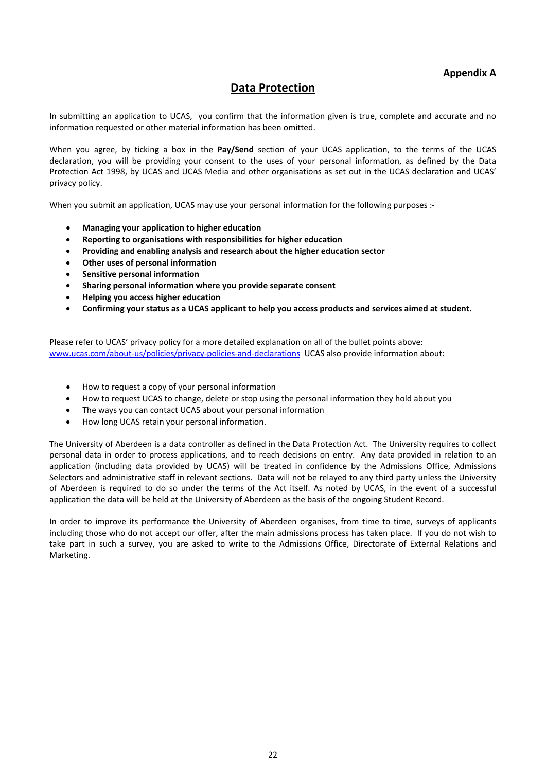**Appendix A**

# Data Protection

In submitting an application to UCAS, you confirm that the information given is true, complete and accurate and no information requested or other material information has been omitted.

When you agree, by ticking a box in the **Pay/Send** section of your UCAS application, to the terms of the UCAS declaration, you will be providing your consent to the uses of your personal information, as defined by the Data Protection Act 1998, by UCAS and UCAS Media and other organisations as set out in the UCAS declaration and UCAS' privacy policy.

When you submit an application, UCAS may use your personal information for the following purposes :-

- **Managing your application to higher education**
- **Reporting to organisations with responsibilities for higher education**
- **Providing and enabling analysis and research about the higher education sector**
- **Other uses of personal information**
- **Sensitive personal information**
- **Sharing personal information where you provide separate consent**
- **Helping you access higher education**
- **Confirming your status as a UCAS applicant to help you access products and services aimed at student.**

Please refer to UCAS' privacy policy for a more detailed explanation on all of the bullet points above: www.ucas.com/about-us/policies/privacy-policies-and-declarations UCAS also provide information about:

- How to request a copy of your personal information
- How to request UCAS to change, delete or stop using the personal information they hold about you
- The ways you can contact UCAS about your personal information
- How long UCAS retain your personal information.

The University of Aberdeen is a data controller as defined in the Data Protection Act. The University requires to collect personal data in order to process applications, and to reach decisions on entry. Any data provided in relation to an application (including data provided by UCAS) will be treated in confidence by the Admissions Office, Admissions Selectors and administrative staff in relevant sections. Data will not be relayed to any third party unless the University of Aberdeen is required to do so under the terms of the Act itself. As noted by UCAS, in the event of a successful application the data will be held at the University of Aberdeen as the basis of the ongoing Student Record.

In order to improve its performance the University of Aberdeen organises, from time to time, surveys of applicants including those who do not accept our offer, after the main admissions process has taken place. If you do not wish to take part in such a survey, you are asked to write to the Admissions Office, Directorate of External Relations and Marketing.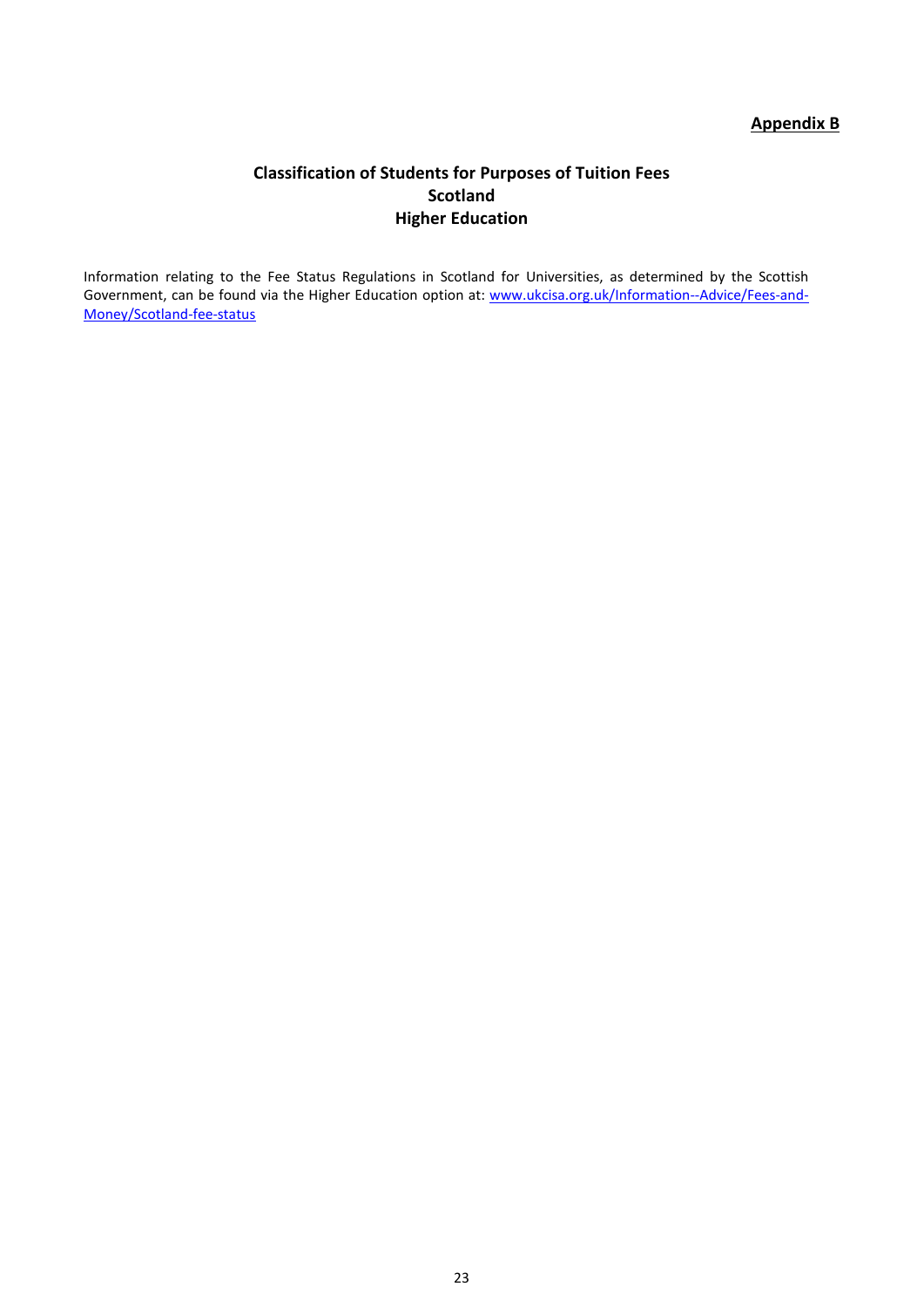**Appendix B**

## Classification of Students for Purposes of Tuition Fees
## Scotland
## Higher Education

Information relating to the Fee Status Regulations in Scotland for Universities, as determined by the Scottish Government, can be found via the Higher Education option at: [www.ukcisa.org.uk/Information--Advice/Fees-and-Money/Scotland-fee-status](http://www.ukcisa.org.uk/Information--Advice/Fees-and-Money/Scotland-fee-status)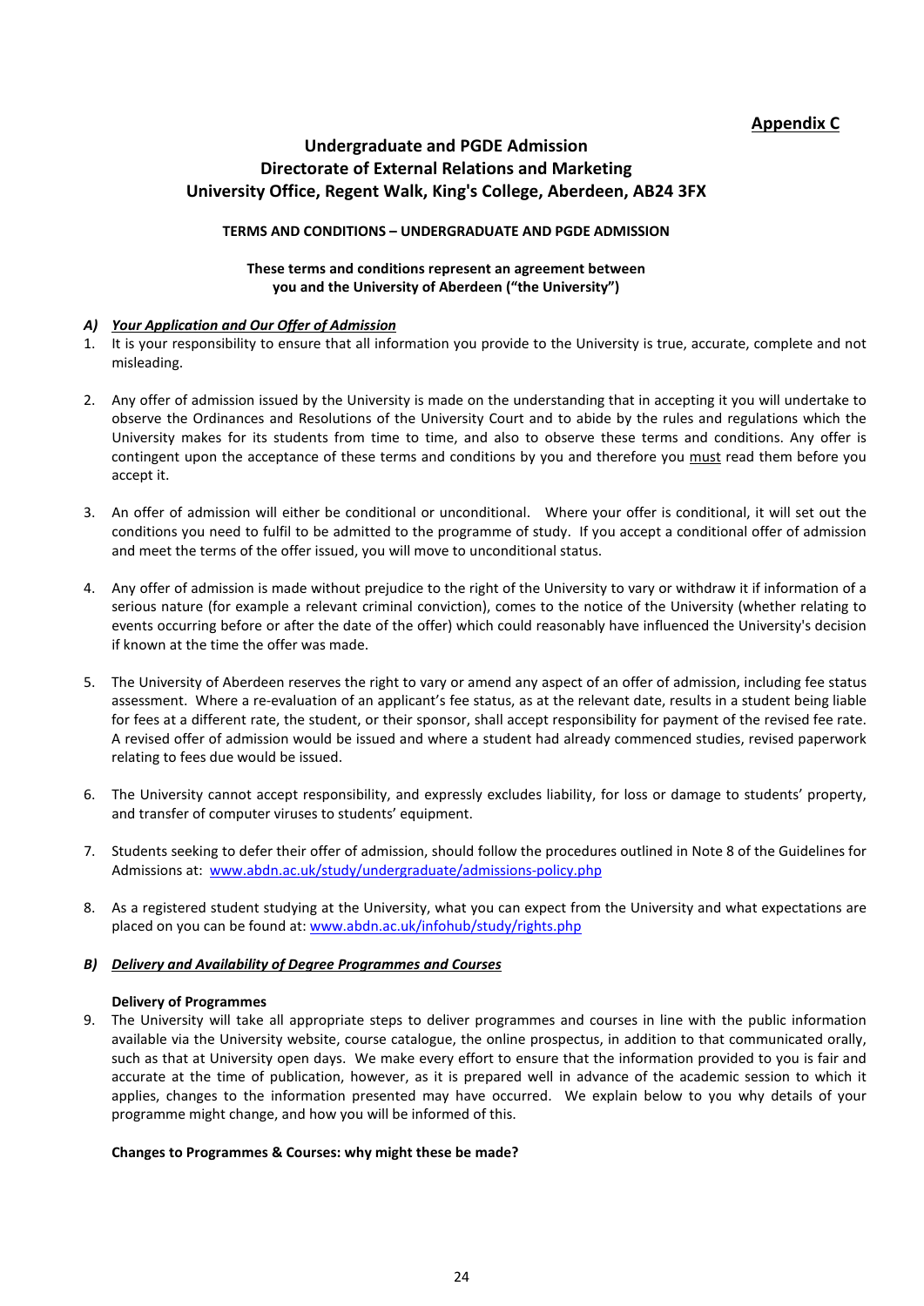**<u>Appendix C</u>**

## Undergraduate and PGDE Admission
## Directorate of External Relations and Marketing
## University Office, Regent Walk, King's College, Aberdeen, AB24 3FX

**TERMS AND CONDITIONS – UNDERGRADUATE AND PGDE ADMISSION**

**These terms and conditions represent an agreement between you and the University of Aberdeen ("the University")**

### *A) Your Application and Our Offer of Admission*

1. It is your responsibility to ensure that all information you provide to the University is true, accurate, complete and not misleading.

2. Any offer of admission issued by the University is made on the understanding that in accepting it you will undertake to observe the Ordinances and Resolutions of the University Court and to abide by the rules and regulations which the University makes for its students from time to time, and also to observe these terms and conditions. Any offer is contingent upon the acceptance of these terms and conditions by you and therefore you <u>must</u> read them before you accept it.

3. An offer of admission will either be conditional or unconditional. Where your offer is conditional, it will set out the conditions you need to fulfil to be admitted to the programme of study. If you accept a conditional offer of admission and meet the terms of the offer issued, you will move to unconditional status.

4. Any offer of admission is made without prejudice to the right of the University to vary or withdraw it if information of a serious nature (for example a relevant criminal conviction), comes to the notice of the University (whether relating to events occurring before or after the date of the offer) which could reasonably have influenced the University's decision if known at the time the offer was made.

5. The University of Aberdeen reserves the right to vary or amend any aspect of an offer of admission, including fee status assessment. Where a re-evaluation of an applicant's fee status, as at the relevant date, results in a student being liable for fees at a different rate, the student, or their sponsor, shall accept responsibility for payment of the revised fee rate. A revised offer of admission would be issued and where a student had already commenced studies, revised paperwork relating to fees due would be issued.

6. The University cannot accept responsibility, and expressly excludes liability, for loss or damage to students' property, and transfer of computer viruses to students' equipment.

7. Students seeking to defer their offer of admission, should follow the procedures outlined in Note 8 of the Guidelines for Admissions at: www.abdn.ac.uk/study/undergraduate/admissions-policy.php

8. As a registered student studying at the University, what you can expect from the University and what expectations are placed on you can be found at: www.abdn.ac.uk/infohub/study/rights.php

### *B) Delivery and Availability of Degree Programmes and Courses*

**Delivery of Programmes**

9. The University will take all appropriate steps to deliver programmes and courses in line with the public information available via the University website, course catalogue, the online prospectus, in addition to that communicated orally, such as that at University open days. We make every effort to ensure that the information provided to you is fair and accurate at the time of publication, however, as it is prepared well in advance of the academic session to which it applies, changes to the information presented may have occurred. We explain below to you why details of your programme might change, and how you will be informed of this.

**Changes to Programmes & Courses: why might these be made?**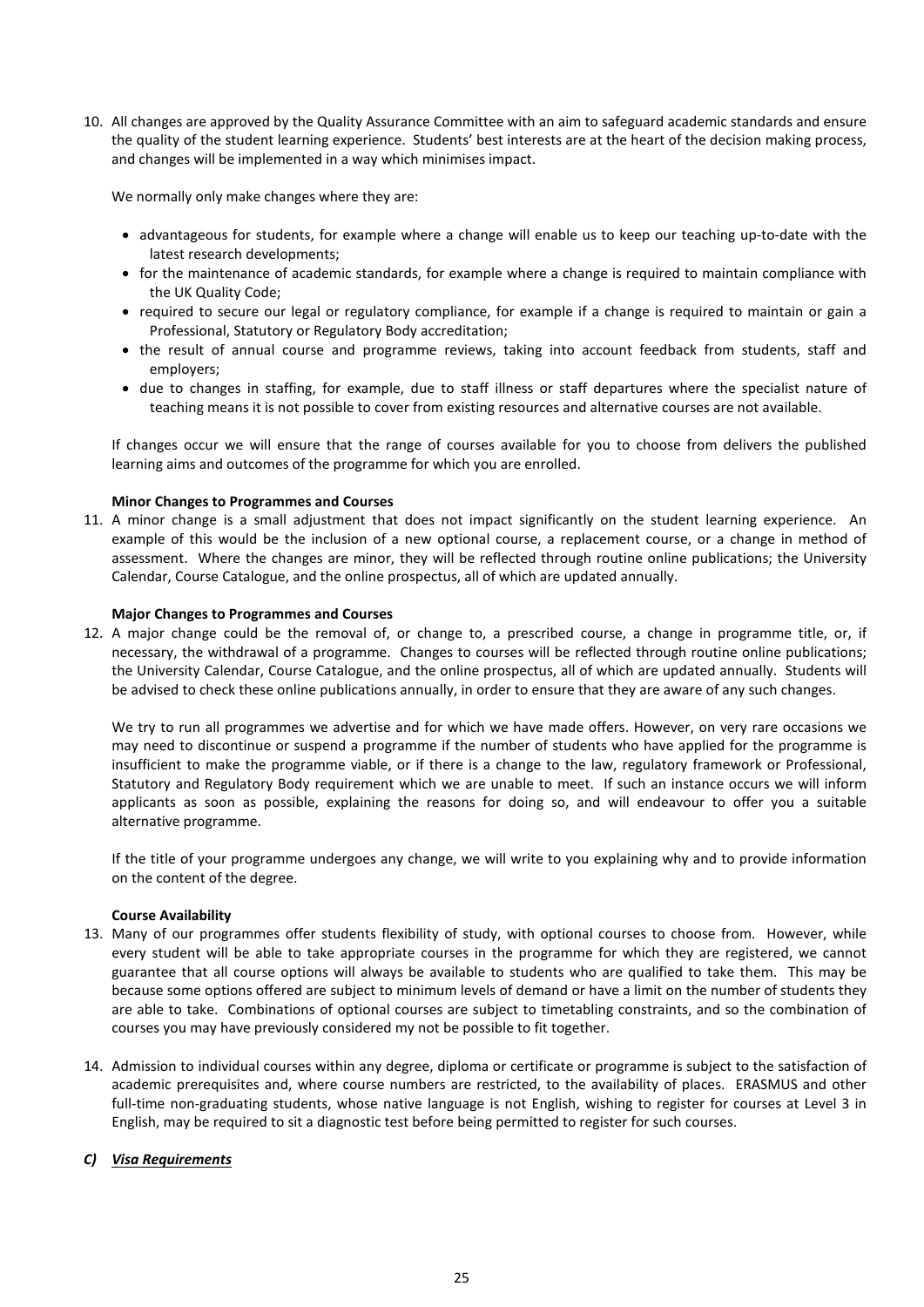10. All changes are approved by the Quality Assurance Committee with an aim to safeguard academic standards and ensure the quality of the student learning experience. Students' best interests are at the heart of the decision making process, and changes will be implemented in a way which minimises impact.

    We normally only make changes where they are:

    - advantageous for students, for example where a change will enable us to keep our teaching up-to-date with the latest research developments;
    - for the maintenance of academic standards, for example where a change is required to maintain compliance with the UK Quality Code;
    - required to secure our legal or regulatory compliance, for example if a change is required to maintain or gain a Professional, Statutory or Regulatory Body accreditation;
    - the result of annual course and programme reviews, taking into account feedback from students, staff and employers;
    - due to changes in staffing, for example, due to staff illness or staff departures where the specialist nature of teaching means it is not possible to cover from existing resources and alternative courses are not available.

    If changes occur we will ensure that the range of courses available for you to choose from delivers the published learning aims and outcomes of the programme for which you are enrolled.

**Minor Changes to Programmes and Courses**

11. A minor change is a small adjustment that does not impact significantly on the student learning experience. An example of this would be the inclusion of a new optional course, a replacement course, or a change in method of assessment. Where the changes are minor, they will be reflected through routine online publications; the University Calendar, Course Catalogue, and the online prospectus, all of which are updated annually.

**Major Changes to Programmes and Courses**

12. A major change could be the removal of, or change to, a prescribed course, a change in programme title, or, if necessary, the withdrawal of a programme. Changes to courses will be reflected through routine online publications; the University Calendar, Course Catalogue, and the online prospectus, all of which are updated annually. Students will be advised to check these online publications annually, in order to ensure that they are aware of any such changes.

    We try to run all programmes we advertise and for which we have made offers. However, on very rare occasions we may need to discontinue or suspend a programme if the number of students who have applied for the programme is insufficient to make the programme viable, or if there is a change to the law, regulatory framework or Professional, Statutory and Regulatory Body requirement which we are unable to meet. If such an instance occurs we will inform applicants as soon as possible, explaining the reasons for doing so, and will endeavour to offer you a suitable alternative programme.

    If the title of your programme undergoes any change, we will write to you explaining why and to provide information on the content of the degree.

**Course Availability**

13. Many of our programmes offer students flexibility of study, with optional courses to choose from. However, while every student will be able to take appropriate courses in the programme for which they are registered, we cannot guarantee that all course options will always be available to students who are qualified to take them. This may be because some options offered are subject to minimum levels of demand or have a limit on the number of students they are able to take. Combinations of optional courses are subject to timetabling constraints, and so the combination of courses you may have previously considered my not be possible to fit together.

14. Admission to individual courses within any degree, diploma or certificate or programme is subject to the satisfaction of academic prerequisites and, where course numbers are restricted, to the availability of places. ERASMUS and other full-time non-graduating students, whose native language is not English, wishing to register for courses at Level 3 in English, may be required to sit a diagnostic test before being permitted to register for such courses.

## *C) Visa Requirements*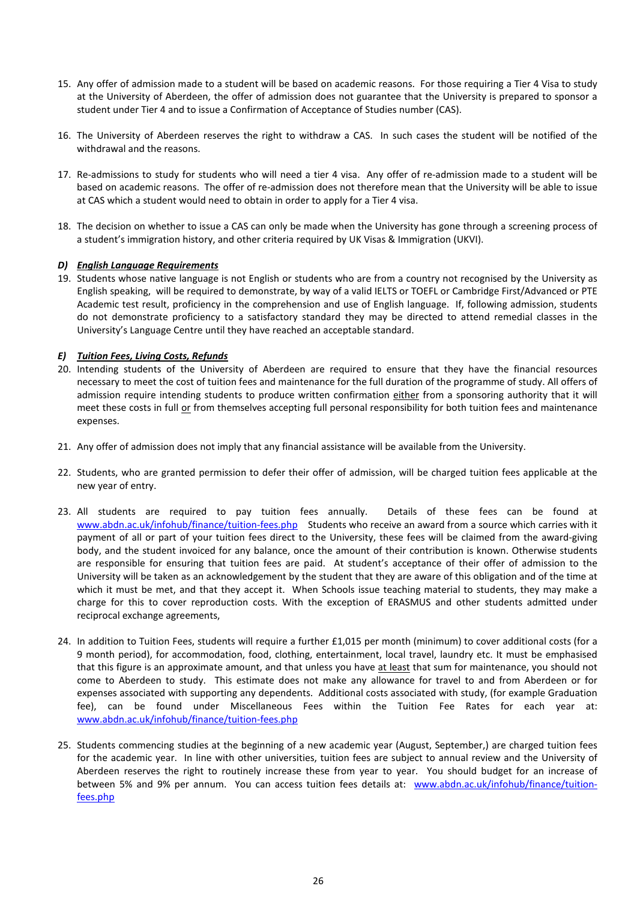15. Any offer of admission made to a student will be based on academic reasons. For those requiring a Tier 4 Visa to study at the University of Aberdeen, the offer of admission does not guarantee that the University is prepared to sponsor a student under Tier 4 and to issue a Confirmation of Acceptance of Studies number (CAS).

16. The University of Aberdeen reserves the right to withdraw a CAS. In such cases the student will be notified of the withdrawal and the reasons.

17. Re-admissions to study for students who will need a tier 4 visa. Any offer of re-admission made to a student will be based on academic reasons. The offer of re-admission does not therefore mean that the University will be able to issue at CAS which a student would need to obtain in order to apply for a Tier 4 visa.

18. The decision on whether to issue a CAS can only be made when the University has gone through a screening process of a student's immigration history, and other criteria required by UK Visas & Immigration (UKVI).

### *D) English Language Requirements*

19. Students whose native language is not English or students who are from a country not recognised by the University as English speaking, will be required to demonstrate, by way of a valid IELTS or TOEFL or Cambridge First/Advanced or PTE Academic test result, proficiency in the comprehension and use of English language. If, following admission, students do not demonstrate proficiency to a satisfactory standard they may be directed to attend remedial classes in the University's Language Centre until they have reached an acceptable standard.

### *E) Tuition Fees, Living Costs, Refunds*

20. Intending students of the University of Aberdeen are required to ensure that they have the financial resources necessary to meet the cost of tuition fees and maintenance for the full duration of the programme of study. All offers of admission require intending students to produce written confirmation either from a sponsoring authority that it will meet these costs in full or from themselves accepting full personal responsibility for both tuition fees and maintenance expenses.

21. Any offer of admission does not imply that any financial assistance will be available from the University.

22. Students, who are granted permission to defer their offer of admission, will be charged tuition fees applicable at the new year of entry.

23. All students are required to pay tuition fees annually. Details of these fees can be found at www.abdn.ac.uk/infohub/finance/tuition-fees.php Students who receive an award from a source which carries with it payment of all or part of your tuition fees direct to the University, these fees will be claimed from the award-giving body, and the student invoiced for any balance, once the amount of their contribution is known. Otherwise students are responsible for ensuring that tuition fees are paid. At student's acceptance of their offer of admission to the University will be taken as an acknowledgement by the student that they are aware of this obligation and of the time at which it must be met, and that they accept it. When Schools issue teaching material to students, they may make a charge for this to cover reproduction costs. With the exception of ERASMUS and other students admitted under reciprocal exchange agreements,

24. In addition to Tuition Fees, students will require a further £1,015 per month (minimum) to cover additional costs (for a 9 month period), for accommodation, food, clothing, entertainment, local travel, laundry etc. It must be emphasised that this figure is an approximate amount, and that unless you have at least that sum for maintenance, you should not come to Aberdeen to study. This estimate does not make any allowance for travel to and from Aberdeen or for expenses associated with supporting any dependents. Additional costs associated with study, (for example Graduation fee), can be found under Miscellaneous Fees within the Tuition Fee Rates for each year at: www.abdn.ac.uk/infohub/finance/tuition-fees.php

25. Students commencing studies at the beginning of a new academic year (August, September,) are charged tuition fees for the academic year. In line with other universities, tuition fees are subject to annual review and the University of Aberdeen reserves the right to routinely increase these from year to year. You should budget for an increase of between 5% and 9% per annum. You can access tuition fees details at: www.abdn.ac.uk/infohub/finance/tuition-fees.php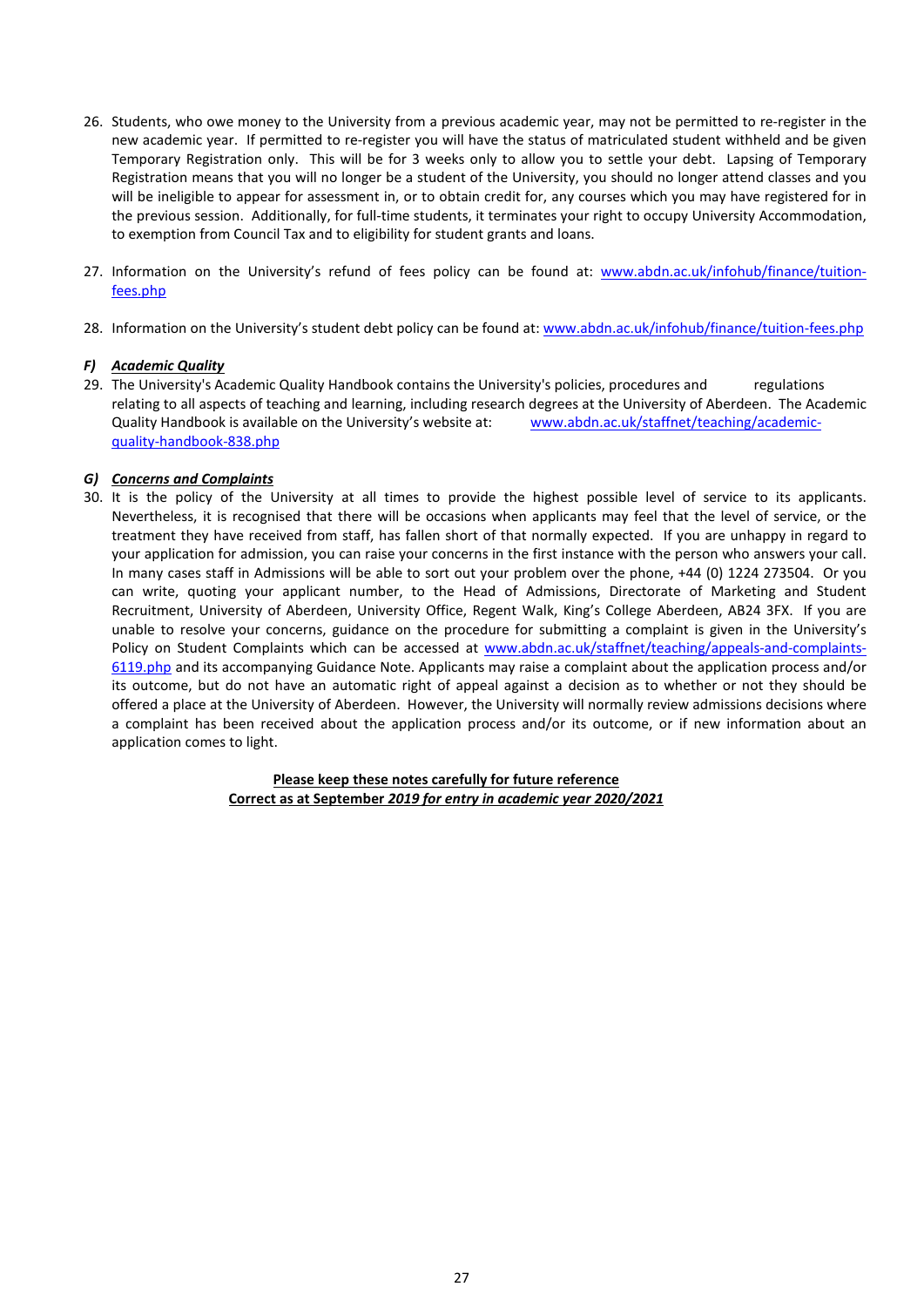26. Students, who owe money to the University from a previous academic year, may not be permitted to re-register in the new academic year. If permitted to re-register you will have the status of matriculated student withheld and be given Temporary Registration only. This will be for 3 weeks only to allow you to settle your debt. Lapsing of Temporary Registration means that you will no longer be a student of the University, you should no longer attend classes and you will be ineligible to appear for assessment in, or to obtain credit for, any courses which you may have registered for in the previous session. Additionally, for full-time students, it terminates your right to occupy University Accommodation, to exemption from Council Tax and to eligibility for student grants and loans.

27. Information on the University's refund of fees policy can be found at: www.abdn.ac.uk/infohub/finance/tuition-fees.php

28. Information on the University's student debt policy can be found at: www.abdn.ac.uk/infohub/finance/tuition-fees.php

### F) *Academic Quality*

29. The University's Academic Quality Handbook contains the University's policies, procedures and regulations relating to all aspects of teaching and learning, including research degrees at the University of Aberdeen. The Academic Quality Handbook is available on the University's website at: www.abdn.ac.uk/staffnet/teaching/academic-quality-handbook-838.php

### G) *Concerns and Complaints*

30. It is the policy of the University at all times to provide the highest possible level of service to its applicants. Nevertheless, it is recognised that there will be occasions when applicants may feel that the level of service, or the treatment they have received from staff, has fallen short of that normally expected. If you are unhappy in regard to your application for admission, you can raise your concerns in the first instance with the person who answers your call. In many cases staff in Admissions will be able to sort out your problem over the phone, +44 (0) 1224 273504. Or you can write, quoting your applicant number, to the Head of Admissions, Directorate of Marketing and Student Recruitment, University of Aberdeen, University Office, Regent Walk, King's College Aberdeen, AB24 3FX. If you are unable to resolve your concerns, guidance on the procedure for submitting a complaint is given in the University's Policy on Student Complaints which can be accessed at www.abdn.ac.uk/staffnet/teaching/appeals-and-complaints-6119.php and its accompanying Guidance Note. Applicants may raise a complaint about the application process and/or its outcome, but do not have an automatic right of appeal against a decision as to whether or not they should be offered a place at the University of Aberdeen. However, the University will normally review admissions decisions where a complaint has been received about the application process and/or its outcome, or if new information about an application comes to light.

**Please keep these notes carefully for future reference**

**Correct as at September *2019 for entry in academic year 2020/2021***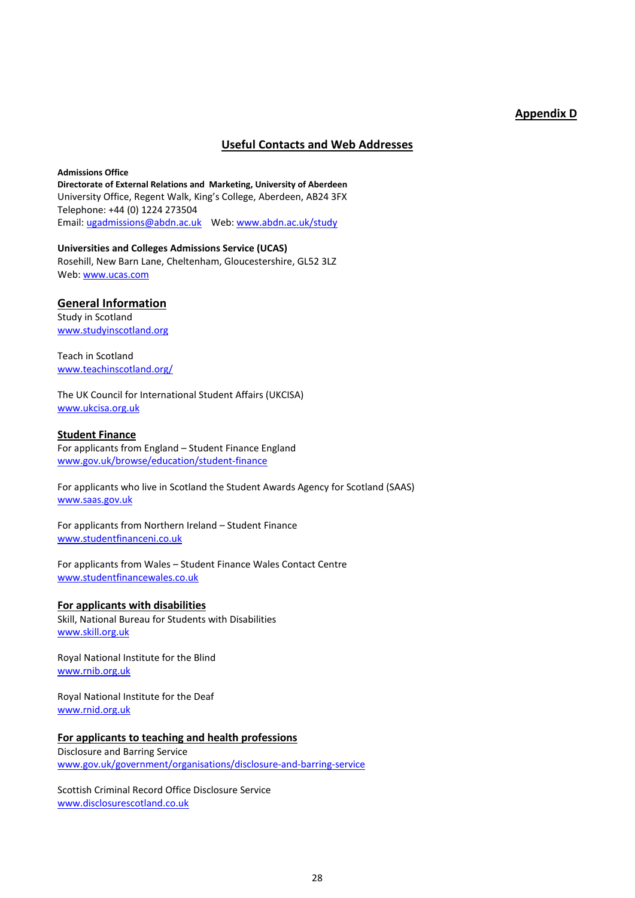**Appendix D**

## Useful Contacts and Web Addresses

**Admissions Office**
**Directorate of External Relations and Marketing, University of Aberdeen**
University Office, Regent Walk, King's College, Aberdeen, AB24 3FX
Telephone: +44 (0) 1224 273504
Email: ugadmissions@abdn.ac.uk Web: www.abdn.ac.uk/study

**Universities and Colleges Admissions Service (UCAS)**
Rosehill, New Barn Lane, Cheltenham, Gloucestershire, GL52 3LZ
Web: www.ucas.com

### General Information

Study in Scotland
www.studyinscotland.org

Teach in Scotland
www.teachinscotland.org/

The UK Council for International Student Affairs (UKCISA)
www.ukcisa.org.uk

### Student Finance

For applicants from England – Student Finance England
www.gov.uk/browse/education/student-finance

For applicants who live in Scotland the Student Awards Agency for Scotland (SAAS)
www.saas.gov.uk

For applicants from Northern Ireland – Student Finance
www.studentfinanceni.co.uk

For applicants from Wales – Student Finance Wales Contact Centre
www.studentfinancewales.co.uk

### For applicants with disabilities

Skill, National Bureau for Students with Disabilities
www.skill.org.uk

Royal National Institute for the Blind
www.rnib.org.uk

Royal National Institute for the Deaf
www.rnid.org.uk

### For applicants to teaching and health professions

Disclosure and Barring Service
www.gov.uk/government/organisations/disclosure-and-barring-service

Scottish Criminal Record Office Disclosure Service
www.disclosurescotland.co.uk